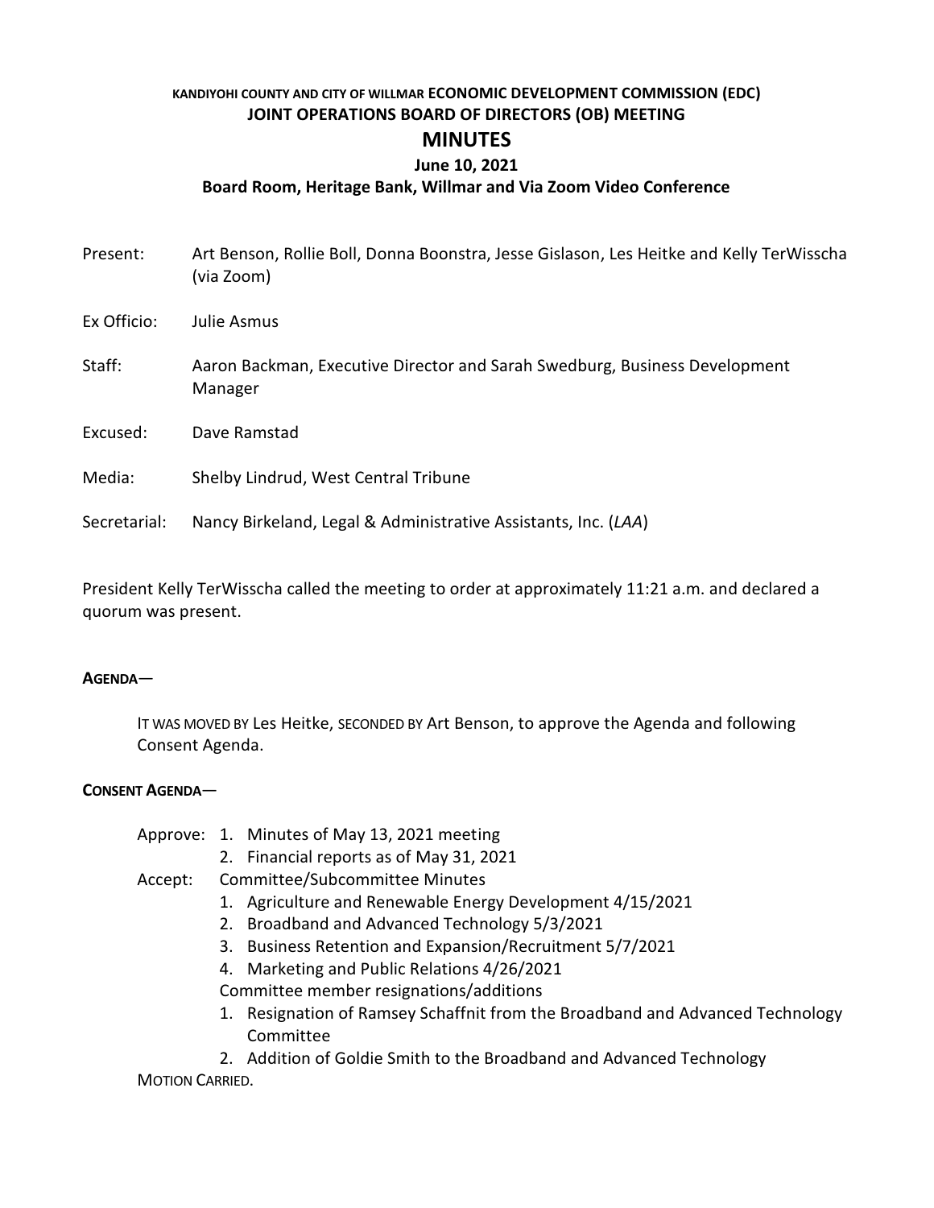**KANDIYOHI COUNTY AND CITY OF WILLMAR ECONOMIC DEVELOPMENT COMMISSION (EDC)**
**JOINT OPERATIONS BOARD OF DIRECTORS (OB) MEETING**

# MINUTES

**June 10, 2021**
**Board Room, Heritage Bank, Willmar and Via Zoom Video Conference**

Present: Art Benson, Rollie Boll, Donna Boonstra, Jesse Gislason, Les Heitke and Kelly TerWisscha (via Zoom)

Ex Officio: Julie Asmus

Staff: Aaron Backman, Executive Director and Sarah Swedburg, Business Development Manager

Excused: Dave Ramstad

Media: Shelby Lindrud, West Central Tribune

Secretarial: Nancy Birkeland, Legal & Administrative Assistants, Inc. (*LAA*)

President Kelly TerWisscha called the meeting to order at approximately 11:21 a.m. and declared a quorum was present.

**AGENDA**—

IT WAS MOVED BY Les Heitke, SECONDED BY Art Benson, to approve the Agenda and following Consent Agenda.

**CONSENT AGENDA**—

Approve:
1. Minutes of May 13, 2021 meeting
2. Financial reports as of May 31, 2021

Accept: Committee/Subcommittee Minutes
1. Agriculture and Renewable Energy Development 4/15/2021
2. Broadband and Advanced Technology 5/3/2021
3. Business Retention and Expansion/Recruitment 5/7/2021
4. Marketing and Public Relations 4/26/2021

Committee member resignations/additions
1. Resignation of Ramsey Schaffnit from the Broadband and Advanced Technology Committee
2. Addition of Goldie Smith to the Broadband and Advanced Technology

MOTION CARRIED.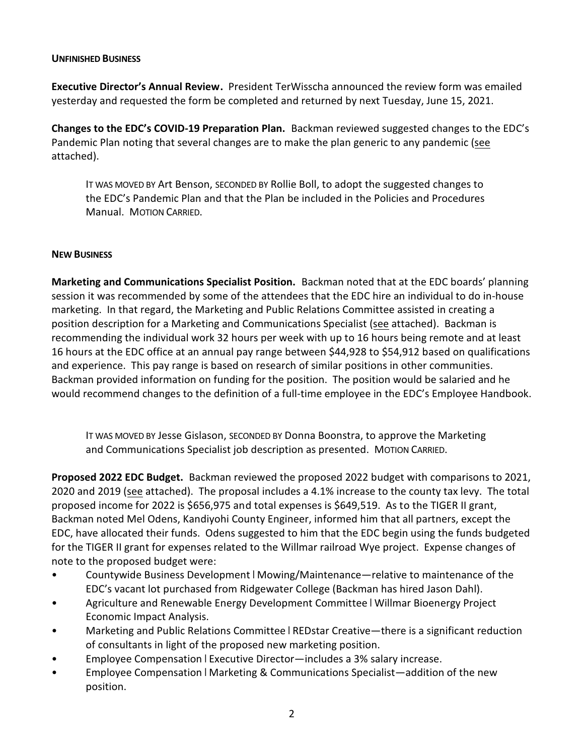## UNFINISHED BUSINESS

**Executive Director's Annual Review.** President TerWisscha announced the review form was emailed yesterday and requested the form be completed and returned by next Tuesday, June 15, 2021.

**Changes to the EDC's COVID-19 Preparation Plan.** Backman reviewed suggested changes to the EDC's Pandemic Plan noting that several changes are to make the plan generic to any pandemic (see attached).

> IT WAS MOVED BY Art Benson, SECONDED BY Rollie Boll, to adopt the suggested changes to the EDC's Pandemic Plan and that the Plan be included in the Policies and Procedures Manual. MOTION CARRIED.

## NEW BUSINESS

**Marketing and Communications Specialist Position.** Backman noted that at the EDC boards' planning session it was recommended by some of the attendees that the EDC hire an individual to do in-house marketing. In that regard, the Marketing and Public Relations Committee assisted in creating a position description for a Marketing and Communications Specialist (see attached). Backman is recommending the individual work 32 hours per week with up to 16 hours being remote and at least 16 hours at the EDC office at an annual pay range between $44,928 to $54,912 based on qualifications and experience. This pay range is based on research of similar positions in other communities. Backman provided information on funding for the position. The position would be salaried and he would recommend changes to the definition of a full-time employee in the EDC's Employee Handbook.

> IT WAS MOVED BY Jesse Gislason, SECONDED BY Donna Boonstra, to approve the Marketing and Communications Specialist job description as presented. MOTION CARRIED.

**Proposed 2022 EDC Budget.** Backman reviewed the proposed 2022 budget with comparisons to 2021, 2020 and 2019 (see attached). The proposal includes a 4.1% increase to the county tax levy. The total proposed income for 2022 is $656,975 and total expenses is $649,519. As to the TIGER II grant, Backman noted Mel Odens, Kandiyohi County Engineer, informed him that all partners, except the EDC, have allocated their funds. Odens suggested to him that the EDC begin using the funds budgeted for the TIGER II grant for expenses related to the Willmar railroad Wye project. Expense changes of note to the proposed budget were:

- Countywide Business Development | Mowing/Maintenance—relative to maintenance of the EDC's vacant lot purchased from Ridgewater College (Backman has hired Jason Dahl).
- Agriculture and Renewable Energy Development Committee | Willmar Bioenergy Project Economic Impact Analysis.
- Marketing and Public Relations Committee | REDstar Creative—there is a significant reduction of consultants in light of the proposed new marketing position.
- Employee Compensation | Executive Director—includes a 3% salary increase.
- Employee Compensation | Marketing & Communications Specialist—addition of the new position.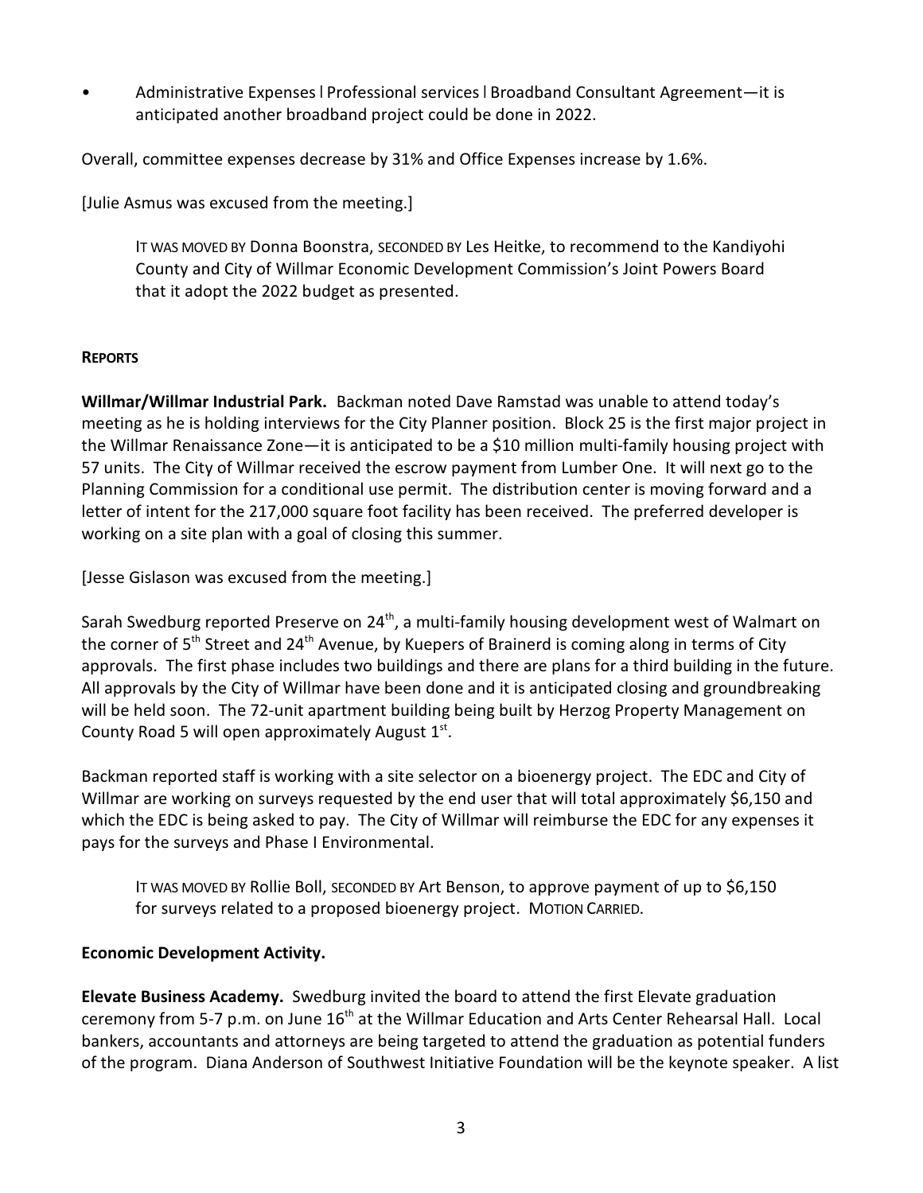- Administrative Expenses | Professional services | Broadband Consultant Agreement—it is anticipated another broadband project could be done in 2022.

Overall, committee expenses decrease by 31% and Office Expenses increase by 1.6%.

[Julie Asmus was excused from the meeting.]

> IT WAS MOVED BY Donna Boonstra, SECONDED BY Les Heitke, to recommend to the Kandiyohi County and City of Willmar Economic Development Commission's Joint Powers Board that it adopt the 2022 budget as presented.

**REPORTS**

**Willmar/Willmar Industrial Park.** Backman noted Dave Ramstad was unable to attend today's meeting as he is holding interviews for the City Planner position. Block 25 is the first major project in the Willmar Renaissance Zone—it is anticipated to be a $10 million multi-family housing project with 57 units. The City of Willmar received the escrow payment from Lumber One. It will next go to the Planning Commission for a conditional use permit. The distribution center is moving forward and a letter of intent for the 217,000 square foot facility has been received. The preferred developer is working on a site plan with a goal of closing this summer.

[Jesse Gislason was excused from the meeting.]

Sarah Swedburg reported Preserve on 24th, a multi-family housing development west of Walmart on the corner of 5th Street and 24th Avenue, by Kuepers of Brainerd is coming along in terms of City approvals. The first phase includes two buildings and there are plans for a third building in the future. All approvals by the City of Willmar have been done and it is anticipated closing and groundbreaking will be held soon. The 72-unit apartment building being built by Herzog Property Management on County Road 5 will open approximately August 1st.

Backman reported staff is working with a site selector on a bioenergy project. The EDC and City of Willmar are working on surveys requested by the end user that will total approximately $6,150 and which the EDC is being asked to pay. The City of Willmar will reimburse the EDC for any expenses it pays for the surveys and Phase I Environmental.

> IT WAS MOVED BY Rollie Boll, SECONDED BY Art Benson, to approve payment of up to $6,150 for surveys related to a proposed bioenergy project. MOTION CARRIED.

**Economic Development Activity.**

**Elevate Business Academy.** Swedburg invited the board to attend the first Elevate graduation ceremony from 5-7 p.m. on June 16th at the Willmar Education and Arts Center Rehearsal Hall. Local bankers, accountants and attorneys are being targeted to attend the graduation as potential funders of the program. Diana Anderson of Southwest Initiative Foundation will be the keynote speaker. A list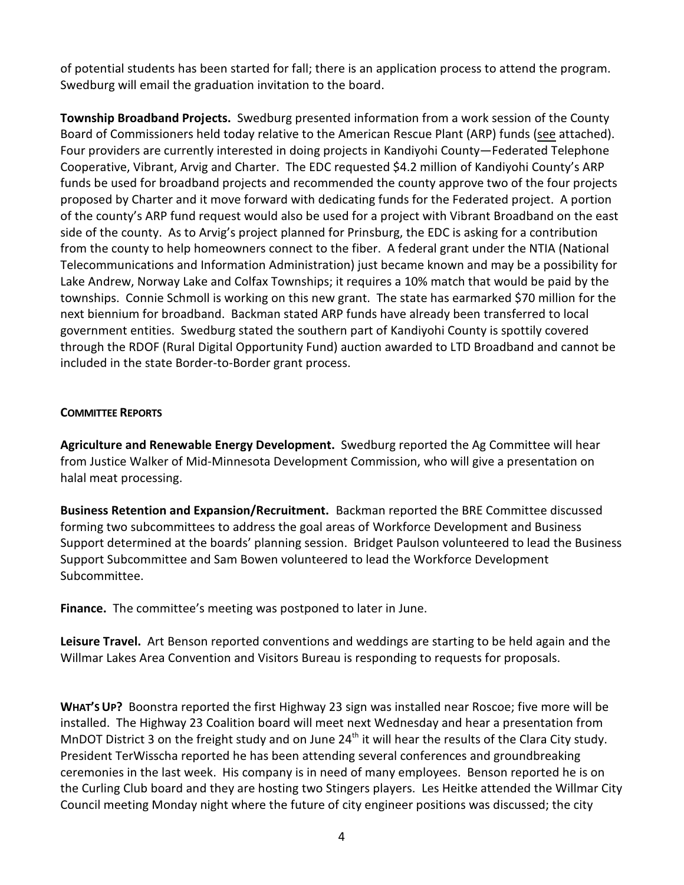of potential students has been started for fall; there is an application process to attend the program. Swedburg will email the graduation invitation to the board.

**Township Broadband Projects.** Swedburg presented information from a work session of the County Board of Commissioners held today relative to the American Rescue Plant (ARP) funds (see attached). Four providers are currently interested in doing projects in Kandiyohi County—Federated Telephone Cooperative, Vibrant, Arvig and Charter. The EDC requested $4.2 million of Kandiyohi County's ARP funds be used for broadband projects and recommended the county approve two of the four projects proposed by Charter and it move forward with dedicating funds for the Federated project. A portion of the county's ARP fund request would also be used for a project with Vibrant Broadband on the east side of the county. As to Arvig's project planned for Prinsburg, the EDC is asking for a contribution from the county to help homeowners connect to the fiber. A federal grant under the NTIA (National Telecommunications and Information Administration) just became known and may be a possibility for Lake Andrew, Norway Lake and Colfax Townships; it requires a 10% match that would be paid by the townships. Connie Schmoll is working on this new grant. The state has earmarked $70 million for the next biennium for broadband. Backman stated ARP funds have already been transferred to local government entities. Swedburg stated the southern part of Kandiyohi County is spottily covered through the RDOF (Rural Digital Opportunity Fund) auction awarded to LTD Broadband and cannot be included in the state Border-to-Border grant process.

**COMMITTEE REPORTS**

**Agriculture and Renewable Energy Development.** Swedburg reported the Ag Committee will hear from Justice Walker of Mid-Minnesota Development Commission, who will give a presentation on halal meat processing.

**Business Retention and Expansion/Recruitment.** Backman reported the BRE Committee discussed forming two subcommittees to address the goal areas of Workforce Development and Business Support determined at the boards' planning session. Bridget Paulson volunteered to lead the Business Support Subcommittee and Sam Bowen volunteered to lead the Workforce Development Subcommittee.

**Finance.** The committee's meeting was postponed to later in June.

**Leisure Travel.** Art Benson reported conventions and weddings are starting to be held again and the Willmar Lakes Area Convention and Visitors Bureau is responding to requests for proposals.

**WHAT'S UP?** Boonstra reported the first Highway 23 sign was installed near Roscoe; five more will be installed. The Highway 23 Coalition board will meet next Wednesday and hear a presentation from MnDOT District 3 on the freight study and on June 24th it will hear the results of the Clara City study. President TerWisscha reported he has been attending several conferences and groundbreaking ceremonies in the last week. His company is in need of many employees. Benson reported he is on the Curling Club board and they are hosting two Stingers players. Les Heitke attended the Willmar City Council meeting Monday night where the future of city engineer positions was discussed; the city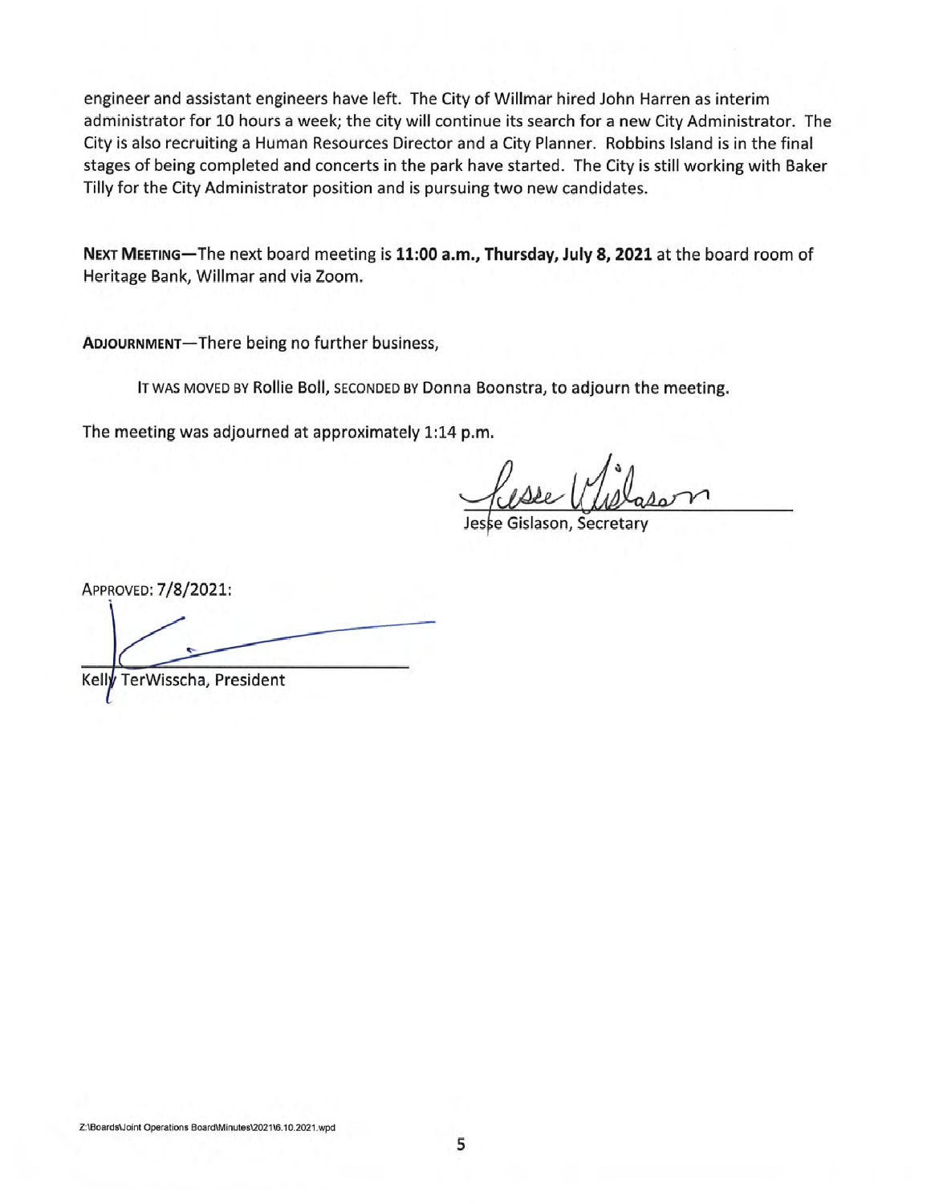engineer and assistant engineers have left. The City of Willmar hired John Harren as interim administrator for 10 hours a week; the city will continue its search for a new City Administrator. The City is also recruiting a Human Resources Director and a City Planner. Robbins Island is in the final stages of being completed and concerts in the park have started. The City is still working with Baker Tilly for the City Administrator position and is pursuing two new candidates.

**NEXT MEETING**—The next board meeting is **11:00 a.m., Thursday, July 8, 2021** at the board room of Heritage Bank, Willmar and via Zoom.

**ADJOURNMENT**—There being no further business,

IT WAS MOVED BY Rollie Boll, SECONDED BY Donna Boonstra, to adjourn the meeting.

The meeting was adjourned at approximately 1:14 p.m.

Jesse Gislason, Secretary

APPROVED: 7/8/2021:

Kelly TerWisscha, President

Z:\Boards\Joint Operations Board\Minutes\2021\6.10.2021.wpd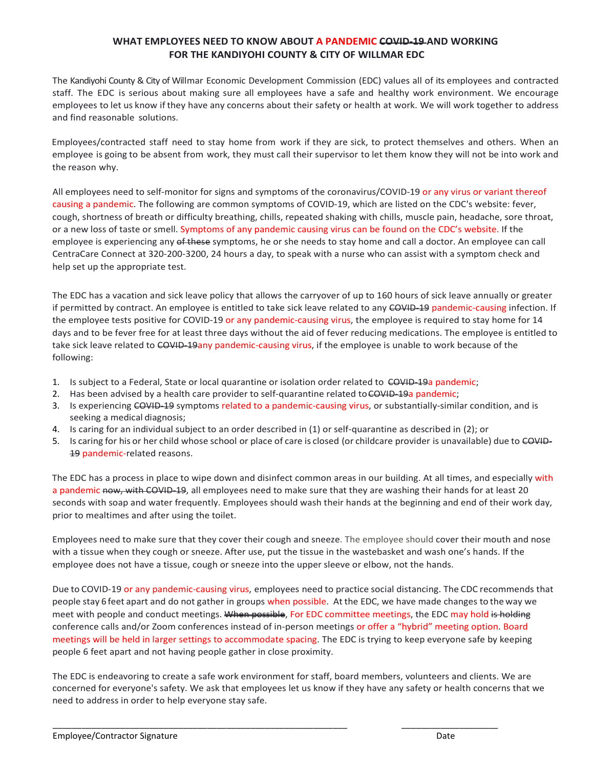**WHAT EMPLOYEES NEED TO KNOW ABOUT A PANDEMIC ~~COVID-19~~ AND WORKING FOR THE KANDIYOHI COUNTY & CITY OF WILLMAR EDC**

The Kandiyohi County & City of Willmar Economic Development Commission (EDC) values all of its employees and contracted staff. The EDC is serious about making sure all employees have a safe and healthy work environment. We encourage employees to let us know if they have any concerns about their safety or health at work. We will work together to address and find reasonable solutions.

Employees/contracted staff need to stay home from work if they are sick, to protect themselves and others. When an employee is going to be absent from work, they must call their supervisor to let them know they will not be into work and the reason why.

All employees need to self-monitor for signs and symptoms of the coronavirus/COVID-19 or any virus or variant thereof causing a pandemic. The following are common symptoms of COVID-19, which are listed on the CDC's website: fever, cough, shortness of breath or difficulty breathing, chills, repeated shaking with chills, muscle pain, headache, sore throat, or a new loss of taste or smell. Symptoms of any pandemic causing virus can be found on the CDC's website. If the employee is experiencing any ~~of these~~ symptoms, he or she needs to stay home and call a doctor. An employee can call CentraCare Connect at 320-200-3200, 24 hours a day, to speak with a nurse who can assist with a symptom check and help set up the appropriate test.

The EDC has a vacation and sick leave policy that allows the carryover of up to 160 hours of sick leave annually or greater if permitted by contract. An employee is entitled to take sick leave related to any ~~COVID-19~~ pandemic-causing infection. If the employee tests positive for COVID-19 or any pandemic-causing virus, the employee is required to stay home for 14 days and to be fever free for at least three days without the aid of fever reducing medications. The employee is entitled to take sick leave related to ~~COVID-19~~any pandemic-causing virus, if the employee is unable to work because of the following:

1. Is subject to a Federal, State or local quarantine or isolation order related to ~~COVID-19~~a pandemic;
2. Has been advised by a health care provider to self-quarantine related to ~~COVID-19~~a pandemic;
3. Is experiencing ~~COVID-19~~ symptoms related to a pandemic-causing virus, or substantially-similar condition, and is seeking a medical diagnosis;
4. Is caring for an individual subject to an order described in (1) or self-quarantine as described in (2); or
5. Is caring for his or her child whose school or place of care is closed (or childcare provider is unavailable) due to ~~COVID-19~~ pandemic-related reasons.

The EDC has a process in place to wipe down and disinfect common areas in our building. At all times, and especially with a pandemic ~~now, with COVID-19~~, all employees need to make sure that they are washing their hands for at least 20 seconds with soap and water frequently. Employees should wash their hands at the beginning and end of their work day, prior to mealtimes and after using the toilet.

Employees need to make sure that they cover their cough and sneeze. The employee should cover their mouth and nose with a tissue when they cough or sneeze. After use, put the tissue in the wastebasket and wash one's hands. If the employee does not have a tissue, cough or sneeze into the upper sleeve or elbow, not the hands.

Due to COVID-19 or any pandemic-causing virus, employees need to practice social distancing. The CDC recommends that people stay 6 feet apart and do not gather in groups when possible. At the EDC, we have made changes to the way we meet with people and conduct meetings. ~~When possible~~, For EDC committee meetings, the EDC may hold ~~is holding~~ conference calls and/or Zoom conferences instead of in-person meetings or offer a "hybrid" meeting option. Board meetings will be held in larger settings to accommodate spacing. The EDC is trying to keep everyone safe by keeping people 6 feet apart and not having people gather in close proximity.

The EDC is endeavoring to create a safe work environment for staff, board members, volunteers and clients. We are concerned for everyone's safety. We ask that employees let us know if they have any safety or health concerns that we need to address in order to help everyone stay safe.

\_\_\_\_\_\_\_\_\_\_\_\_\_\_\_\_\_\_\_\_\_\_\_\_\_\_\_\_\_\_\_\_\_\_\_\_\_\_\_\_ \_\_\_\_\_\_\_\_\_\_\_\_\_\_\_\_\_\_\_\_

Employee/Contractor Signature Date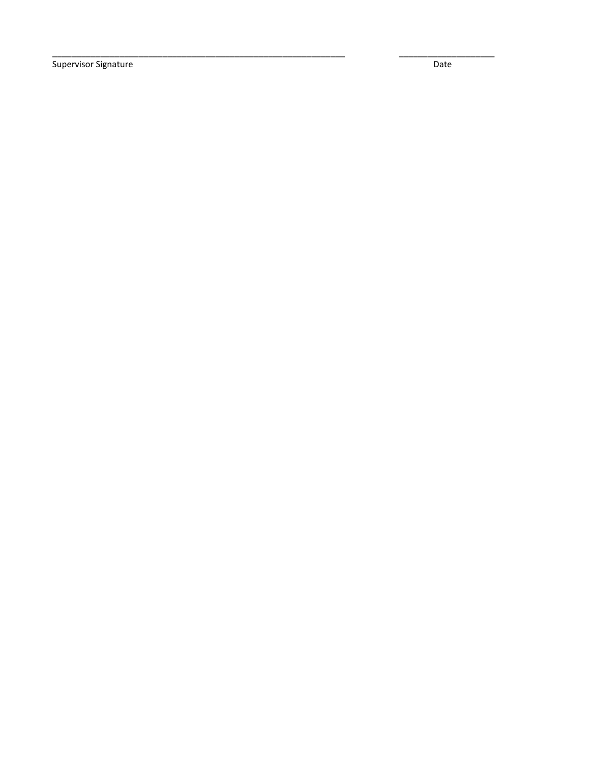_______________________________________________________________ &nbsp;&nbsp;&nbsp;&nbsp;&nbsp;&nbsp;&nbsp;&nbsp; ____________________

Supervisor Signature &nbsp;&nbsp;&nbsp;&nbsp;&nbsp;&nbsp;&nbsp;&nbsp;&nbsp;&nbsp;&nbsp;&nbsp;&nbsp;&nbsp;&nbsp;&nbsp;&nbsp;&nbsp;&nbsp;&nbsp;&nbsp;&nbsp;&nbsp;&nbsp;&nbsp;&nbsp;&nbsp;&nbsp;&nbsp;&nbsp;&nbsp;&nbsp;&nbsp;&nbsp;&nbsp;&nbsp;&nbsp;&nbsp;&nbsp;&nbsp; Date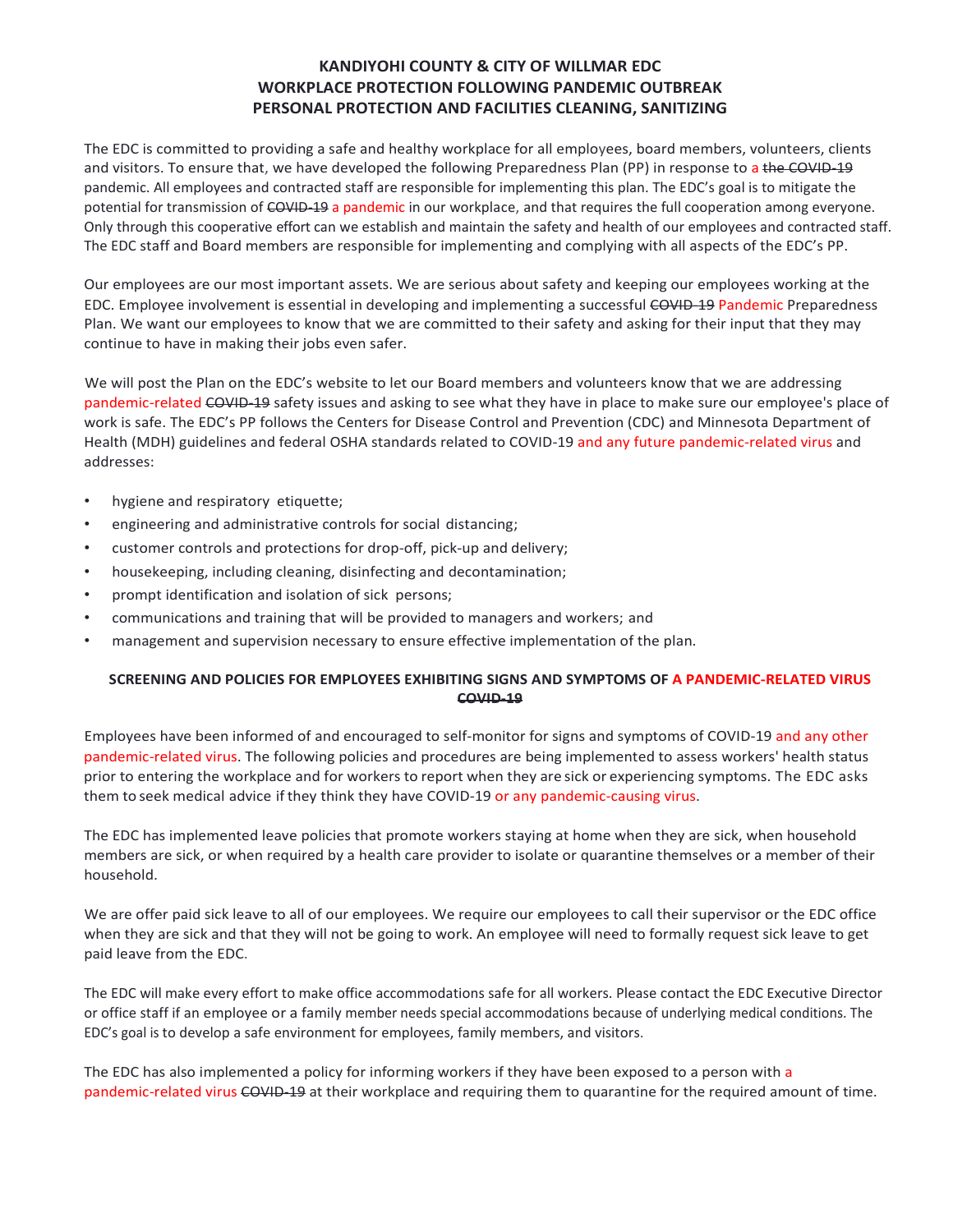# KANDIYOHI COUNTY & CITY OF WILLMAR EDC
## WORKPLACE PROTECTION FOLLOWING PANDEMIC OUTBREAK
## PERSONAL PROTECTION AND FACILITIES CLEANING, SANITIZING

The EDC is committed to providing a safe and healthy workplace for all employees, board members, volunteers, clients and visitors. To ensure that, we have developed the following Preparedness Plan (PP) in response to a ~~the COVID-19~~ pandemic. All employees and contracted staff are responsible for implementing this plan. The EDC's goal is to mitigate the potential for transmission of ~~COVID-19~~ a pandemic in our workplace, and that requires the full cooperation among everyone. Only through this cooperative effort can we establish and maintain the safety and health of our employees and contracted staff. The EDC staff and Board members are responsible for implementing and complying with all aspects of the EDC's PP.

Our employees are our most important assets. We are serious about safety and keeping our employees working at the EDC. Employee involvement is essential in developing and implementing a successful ~~COVID-19~~ Pandemic Preparedness Plan. We want our employees to know that we are committed to their safety and asking for their input that they may continue to have in making their jobs even safer.

We will post the Plan on the EDC's website to let our Board members and volunteers know that we are addressing pandemic-related ~~COVID-19~~ safety issues and asking to see what they have in place to make sure our employee's place of work is safe. The EDC's PP follows the Centers for Disease Control and Prevention (CDC) and Minnesota Department of Health (MDH) guidelines and federal OSHA standards related to COVID-19 and any future pandemic-related virus and addresses:

- hygiene and respiratory etiquette;
- engineering and administrative controls for social distancing;
- customer controls and protections for drop-off, pick-up and delivery;
- housekeeping, including cleaning, disinfecting and decontamination;
- prompt identification and isolation of sick persons;
- communications and training that will be provided to managers and workers; and
- management and supervision necessary to ensure effective implementation of the plan.

### SCREENING AND POLICIES FOR EMPLOYEES EXHIBITING SIGNS AND SYMPTOMS OF A PANDEMIC-RELATED VIRUS ~~COVID-19~~

Employees have been informed of and encouraged to self-monitor for signs and symptoms of COVID-19 and any other pandemic-related virus. The following policies and procedures are being implemented to assess workers' health status prior to entering the workplace and for workers to report when they are sick or experiencing symptoms. The EDC asks them to seek medical advice if they think they have COVID-19 or any pandemic-causing virus.

The EDC has implemented leave policies that promote workers staying at home when they are sick, when household members are sick, or when required by a health care provider to isolate or quarantine themselves or a member of their household.

We are offer paid sick leave to all of our employees. We require our employees to call their supervisor or the EDC office when they are sick and that they will not be going to work. An employee will need to formally request sick leave to get paid leave from the EDC.

The EDC will make every effort to make office accommodations safe for all workers. Please contact the EDC Executive Director or office staff if an employee or a family member needs special accommodations because of underlying medical conditions. The EDC's goal is to develop a safe environment for employees, family members, and visitors.

The EDC has also implemented a policy for informing workers if they have been exposed to a person with a pandemic-related virus ~~COVID-19~~ at their workplace and requiring them to quarantine for the required amount of time.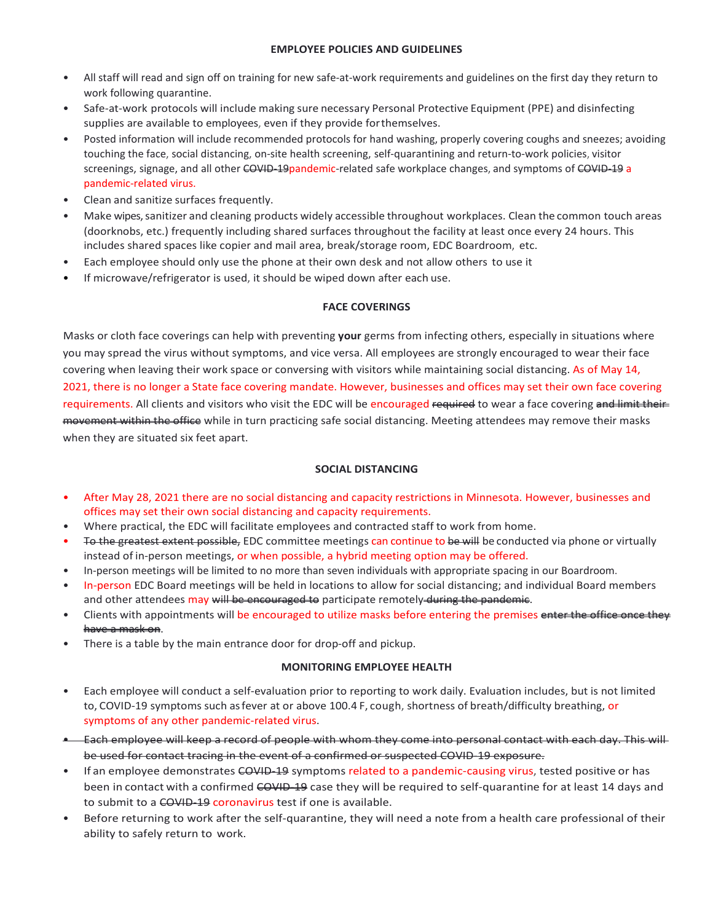## EMPLOYEE POLICIES AND GUIDELINES

- All staff will read and sign off on training for new safe-at-work requirements and guidelines on the first day they return to work following quarantine.
- Safe-at-work protocols will include making sure necessary Personal Protective Equipment (PPE) and disinfecting supplies are available to employees, even if they provide for themselves.
- Posted information will include recommended protocols for hand washing, properly covering coughs and sneezes; avoiding touching the face, social distancing, on-site health screening, self-quarantining and return-to-work policies, visitor screenings, signage, and all other ~~COVID-19~~pandemic-related safe workplace changes, and symptoms of ~~COVID-19~~ a pandemic-related virus.
- Clean and sanitize surfaces frequently.
- Make wipes, sanitizer and cleaning products widely accessible throughout workplaces. Clean the common touch areas (doorknobs, etc.) frequently including shared surfaces throughout the facility at least once every 24 hours. This includes shared spaces like copier and mail area, break/storage room, EDC Boardroom, etc.
- Each employee should only use the phone at their own desk and not allow others to use it
- If microwave/refrigerator is used, it should be wiped down after each use.

## FACE COVERINGS

Masks or cloth face coverings can help with preventing **your** germs from infecting others, especially in situations where you may spread the virus without symptoms, and vice versa. All employees are strongly encouraged to wear their face covering when leaving their work space or conversing with visitors while maintaining social distancing. As of May 14, 2021, there is no longer a State face covering mandate. However, businesses and offices may set their own face covering requirements. All clients and visitors who visit the EDC will be encouraged ~~required~~ to wear a face covering ~~and limit their movement within the office~~ while in turn practicing safe social distancing. Meeting attendees may remove their masks when they are situated six feet apart.

## SOCIAL DISTANCING

- After May 28, 2021 there are no social distancing and capacity restrictions in Minnesota. However, businesses and offices may set their own social distancing and capacity requirements.
- Where practical, the EDC will facilitate employees and contracted staff to work from home.
- ~~To the greatest extent possible,~~ EDC committee meetings can continue to ~~be will~~ be conducted via phone or virtually instead of in-person meetings, or when possible, a hybrid meeting option may be offered.
- In-person meetings will be limited to no more than seven individuals with appropriate spacing in our Boardroom.
- In-person EDC Board meetings will be held in locations to allow for social distancing; and individual Board members and other attendees may ~~will be encouraged to~~ participate remotely ~~during the pandemic~~.
- Clients with appointments will be encouraged to utilize masks before entering the premises ~~enter the office once they have a mask on~~.
- There is a table by the main entrance door for drop-off and pickup.

## MONITORING EMPLOYEE HEALTH

- Each employee will conduct a self-evaluation prior to reporting to work daily. Evaluation includes, but is not limited to, COVID-19 symptoms such as fever at or above 100.4 F, cough, shortness of breath/difficulty breathing, or symptoms of any other pandemic-related virus.
- ~~Each employee will keep a record of people with whom they come into personal contact with each day. This will be used for contact tracing in the event of a confirmed or suspected COVID-19 exposure.~~
- If an employee demonstrates ~~COVID-19~~ symptoms related to a pandemic-causing virus, tested positive or has been in contact with a confirmed ~~COVID-19~~ case they will be required to self-quarantine for at least 14 days and to submit to a ~~COVID-19~~ coronavirus test if one is available.
- Before returning to work after the self-quarantine, they will need a note from a health care professional of their ability to safely return to work.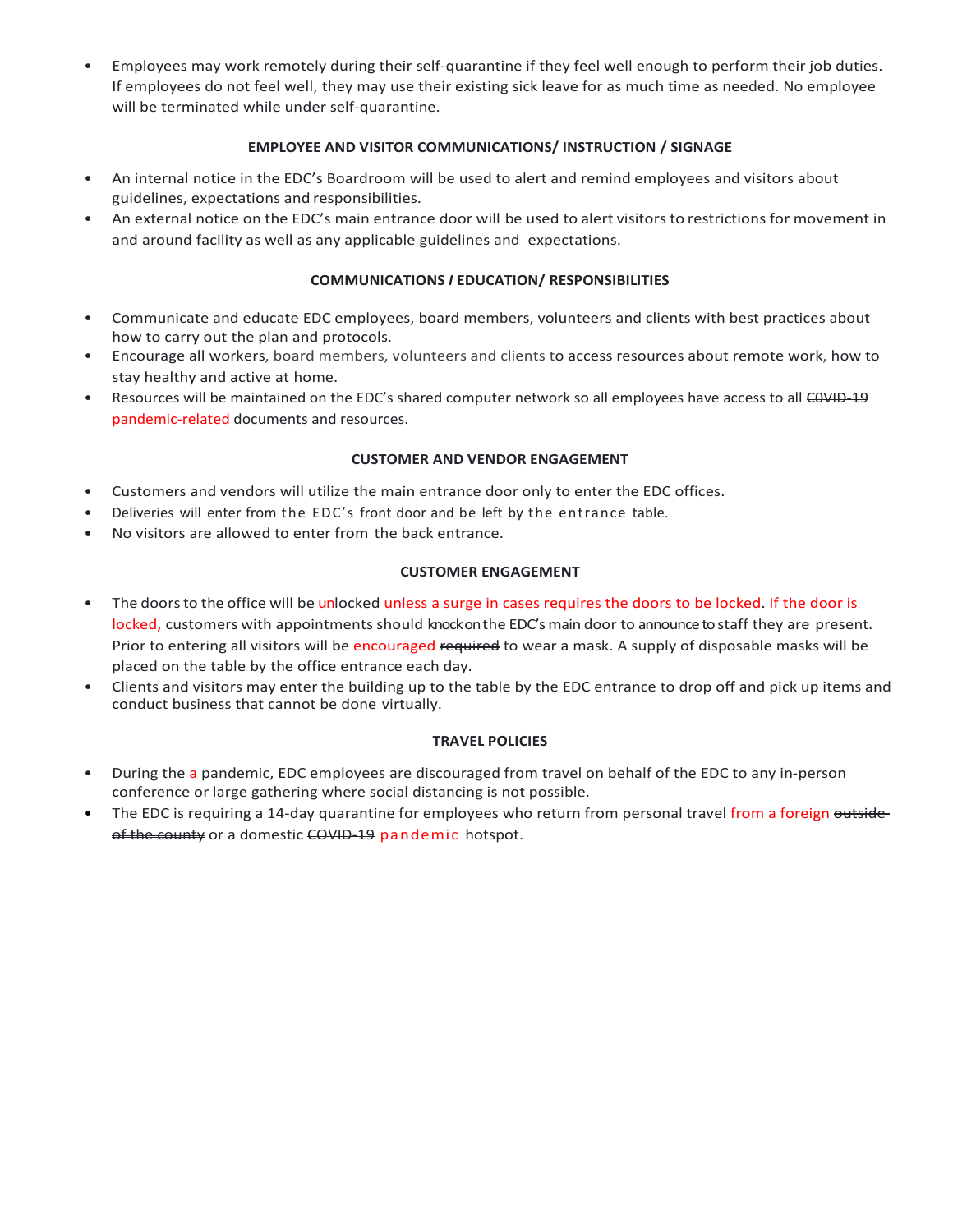- Employees may work remotely during their self-quarantine if they feel well enough to perform their job duties. If employees do not feel well, they may use their existing sick leave for as much time as needed. No employee will be terminated while under self-quarantine.

**EMPLOYEE AND VISITOR COMMUNICATIONS/ INSTRUCTION / SIGNAGE**

- An internal notice in the EDC's Boardroom will be used to alert and remind employees and visitors about guidelines, expectations and responsibilities.
- An external notice on the EDC's main entrance door will be used to alert visitors to restrictions for movement in and around facility as well as any applicable guidelines and expectations.

**COMMUNICATIONS / EDUCATION/ RESPONSIBILITIES**

- Communicate and educate EDC employees, board members, volunteers and clients with best practices about how to carry out the plan and protocols.
- Encourage all workers, board members, volunteers and clients to access resources about remote work, how to stay healthy and active at home.
- Resources will be maintained on the EDC's shared computer network so all employees have access to all ~~C0VID-19~~ pandemic-related documents and resources.

**CUSTOMER AND VENDOR ENGAGEMENT**

- Customers and vendors will utilize the main entrance door only to enter the EDC offices.
- Deliveries will enter from the EDC's front door and be left by the entrance table.
- No visitors are allowed to enter from the back entrance.

**CUSTOMER ENGAGEMENT**

- The doors to the office will be unlocked unless a surge in cases requires the doors to be locked. If the door is locked, customers with appointments should knock on the EDC's main door to announce to staff they are present. Prior to entering all visitors will be encouraged ~~required~~ to wear a mask. A supply of disposable masks will be placed on the table by the office entrance each day.
- Clients and visitors may enter the building up to the table by the EDC entrance to drop off and pick up items and conduct business that cannot be done virtually.

**TRAVEL POLICIES**

- During ~~the~~ a pandemic, EDC employees are discouraged from travel on behalf of the EDC to any in-person conference or large gathering where social distancing is not possible.
- The EDC is requiring a 14-day quarantine for employees who return from personal travel from a foreign ~~outside of the county~~ or a domestic ~~COVID-19~~ pandemic hotspot.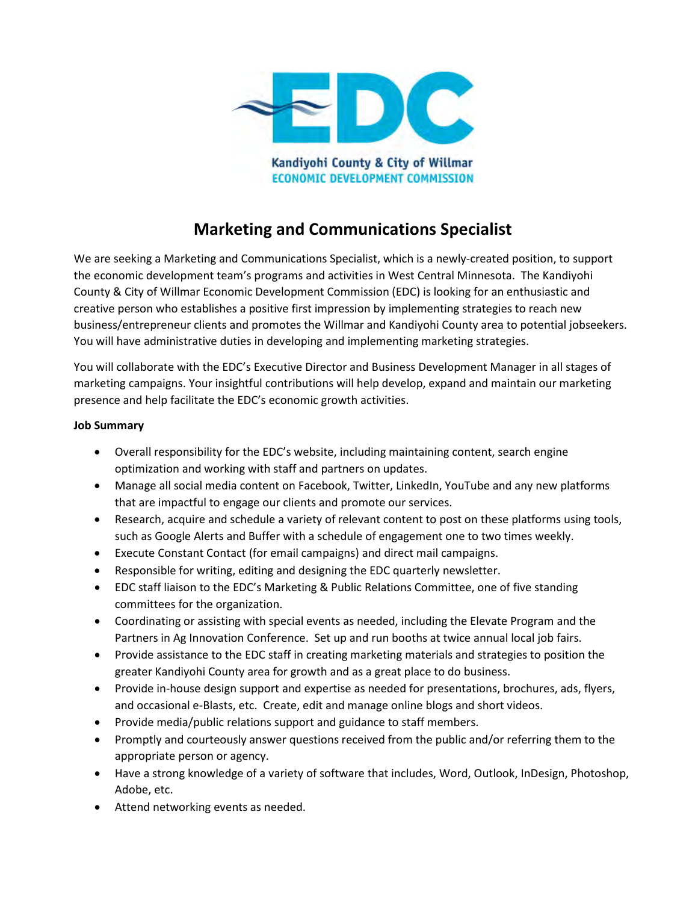Kandiyohi County & City of Willmar
ECONOMIC DEVELOPMENT COMMISSION

# Marketing and Communications Specialist

We are seeking a Marketing and Communications Specialist, which is a newly-created position, to support the economic development team's programs and activities in West Central Minnesota. The Kandiyohi County & City of Willmar Economic Development Commission (EDC) is looking for an enthusiastic and creative person who establishes a positive first impression by implementing strategies to reach new business/entrepreneur clients and promotes the Willmar and Kandiyohi County area to potential jobseekers. You will have administrative duties in developing and implementing marketing strategies.

You will collaborate with the EDC's Executive Director and Business Development Manager in all stages of marketing campaigns. Your insightful contributions will help develop, expand and maintain our marketing presence and help facilitate the EDC's economic growth activities.

**Job Summary**

- Overall responsibility for the EDC's website, including maintaining content, search engine optimization and working with staff and partners on updates.
- Manage all social media content on Facebook, Twitter, LinkedIn, YouTube and any new platforms that are impactful to engage our clients and promote our services.
- Research, acquire and schedule a variety of relevant content to post on these platforms using tools, such as Google Alerts and Buffer with a schedule of engagement one to two times weekly.
- Execute Constant Contact (for email campaigns) and direct mail campaigns.
- Responsible for writing, editing and designing the EDC quarterly newsletter.
- EDC staff liaison to the EDC's Marketing & Public Relations Committee, one of five standing committees for the organization.
- Coordinating or assisting with special events as needed, including the Elevate Program and the Partners in Ag Innovation Conference. Set up and run booths at twice annual local job fairs.
- Provide assistance to the EDC staff in creating marketing materials and strategies to position the greater Kandiyohi County area for growth and as a great place to do business.
- Provide in-house design support and expertise as needed for presentations, brochures, ads, flyers, and occasional e-Blasts, etc. Create, edit and manage online blogs and short videos.
- Provide media/public relations support and guidance to staff members.
- Promptly and courteously answer questions received from the public and/or referring them to the appropriate person or agency.
- Have a strong knowledge of a variety of software that includes, Word, Outlook, InDesign, Photoshop, Adobe, etc.
- Attend networking events as needed.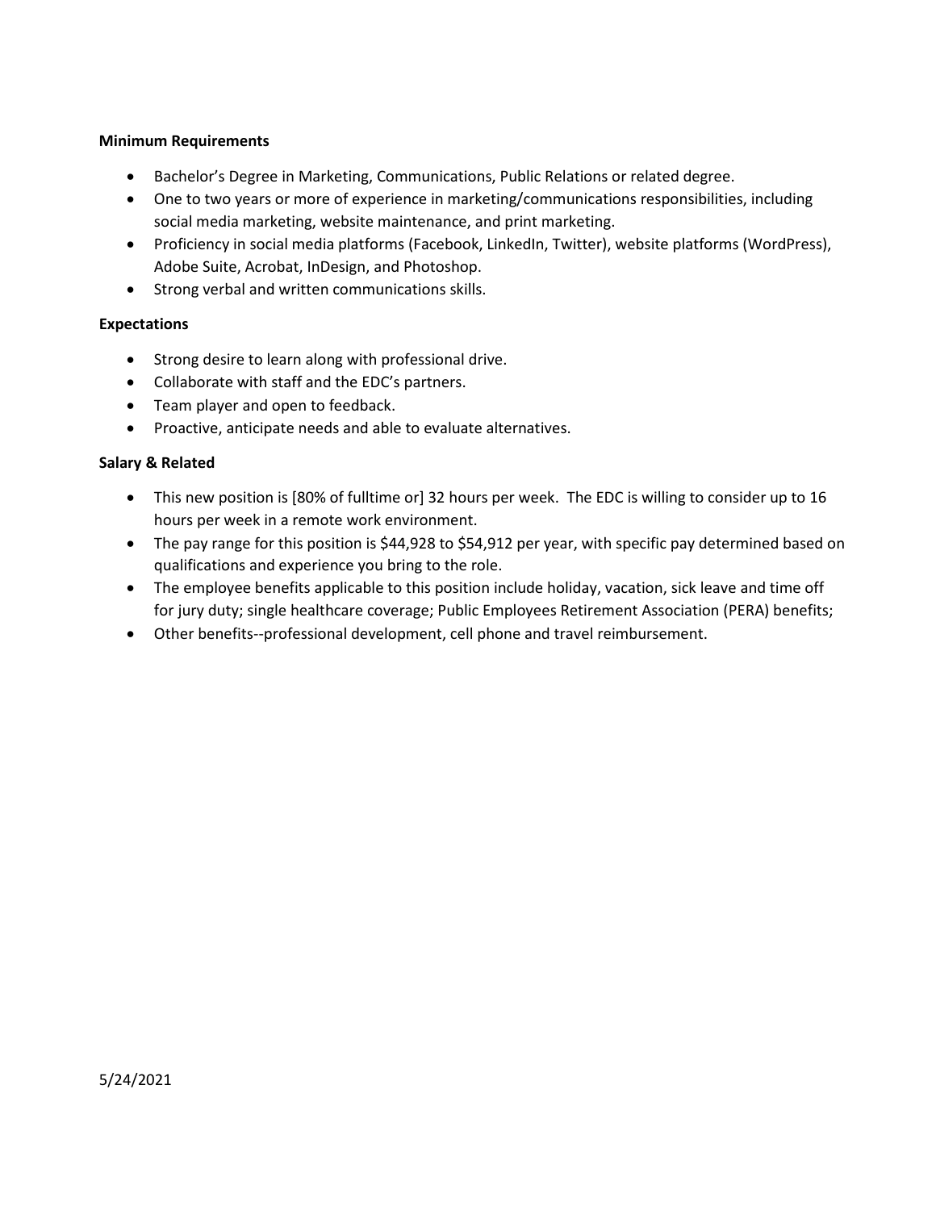**Minimum Requirements**

- Bachelor's Degree in Marketing, Communications, Public Relations or related degree.
- One to two years or more of experience in marketing/communications responsibilities, including social media marketing, website maintenance, and print marketing.
- Proficiency in social media platforms (Facebook, LinkedIn, Twitter), website platforms (WordPress), Adobe Suite, Acrobat, InDesign, and Photoshop.
- Strong verbal and written communications skills.

**Expectations**

- Strong desire to learn along with professional drive.
- Collaborate with staff and the EDC's partners.
- Team player and open to feedback.
- Proactive, anticipate needs and able to evaluate alternatives.

**Salary & Related**

- This new position is [80% of fulltime or] 32 hours per week. The EDC is willing to consider up to 16 hours per week in a remote work environment.
- The pay range for this position is $44,928 to $54,912 per year, with specific pay determined based on qualifications and experience you bring to the role.
- The employee benefits applicable to this position include holiday, vacation, sick leave and time off for jury duty; single healthcare coverage; Public Employees Retirement Association (PERA) benefits;
- Other benefits--professional development, cell phone and travel reimbursement.

5/24/2021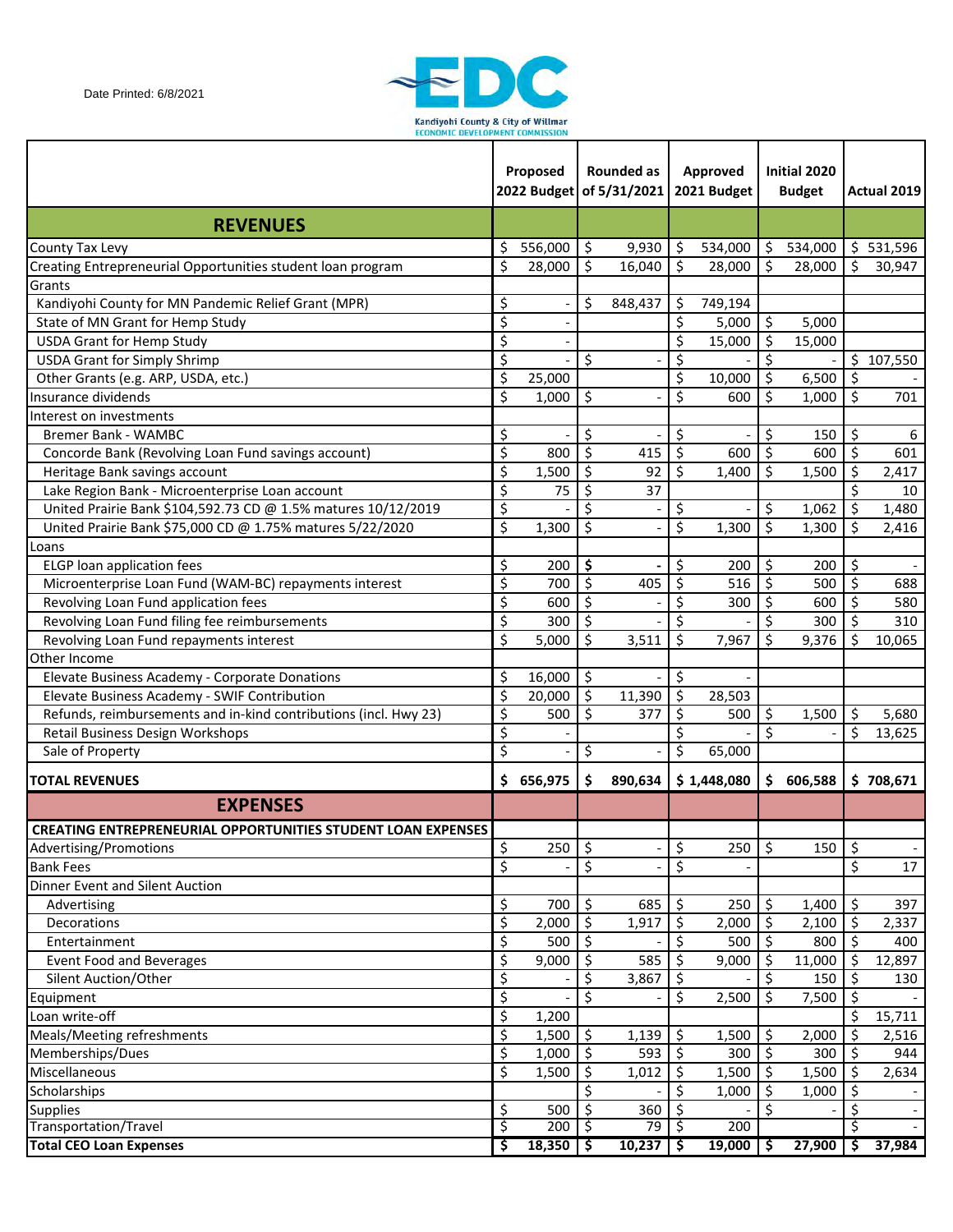Date Printed: 6/8/2021

Kandiyohi County & City of Willmar
ECONOMIC DEVELOPMENT COMMISSION

| | Proposed 2022 Budget | Rounded as of 5/31/2021 | Approved 2021 Budget | Initial 2020 Budget | Actual 2019 |
|---|---|---|---|---|---|
| **REVENUES** | | | | | |
| County Tax Levy | $ 556,000 | $ 9,930 | $ 534,000 | $ 534,000 | $ 531,596 |
| Creating Entrepreneurial Opportunities student loan program | $ 28,000 | $ 16,040 | $ 28,000 | $ 28,000 | $ 30,947 |
| Grants | | | | | |
| Kandiyohi County for MN Pandemic Relief Grant (MPR) | $ - | $ 848,437 | $ 749,194 | | |
| State of MN Grant for Hemp Study | $ - | | $ 5,000 | $ 5,000 | |
| USDA Grant for Hemp Study | $ - | | $ 15,000 | $ 15,000 | |
| USDA Grant for Simply Shrimp | $ - | $ - | $ - | $ - | $ 107,550 |
| Other Grants (e.g. ARP, USDA, etc.) | $ 25,000 | | $ 10,000 | $ 6,500 | $ - |
| Insurance dividends | $ 1,000 | $ - | $ 600 | $ 1,000 | $ 701 |
| Interest on investments | | | | | |
| Bremer Bank - WAMBC | $ - | $ - | $ - | $ 150 | $ 6 |
| Concorde Bank (Revolving Loan Fund savings account) | $ 800 | $ 415 | $ 600 | $ 600 | $ 601 |
| Heritage Bank savings account | $ 1,500 | $ 92 | $ 1,400 | $ 1,500 | $ 2,417 |
| Lake Region Bank - Microenterprise Loan account | $ 75 | $ 37 | | | $ 10 |
| United Prairie Bank $104,592.73 CD @ 1.5% matures 10/12/2019 | $ - | $ - | $ - | $ 1,062 | $ 1,480 |
| United Prairie Bank $75,000 CD @ 1.75% matures 5/22/2020 | $ 1,300 | $ - | $ 1,300 | $ 1,300 | $ 2,416 |
| Loans | | | | | |
| ELGP loan application fees | $ 200 | **$ -** | $ 200 | $ 200 | $ - |
| Microenterprise Loan Fund (WAM-BC) repayments interest | $ 700 | $ 405 | $ 516 | $ 500 | $ 688 |
| Revolving Loan Fund application fees | $ 600 | $ - | $ 300 | $ 600 | $ 580 |
| Revolving Loan Fund filing fee reimbursements | $ 300 | $ - | $ - | $ 300 | $ 310 |
| Revolving Loan Fund repayments interest | $ 5,000 | $ 3,511 | $ 7,967 | $ 9,376 | $ 10,065 |
| Other Income | | | | | |
| Elevate Business Academy - Corporate Donations | $ 16,000 | $ - | $ - | | |
| Elevate Business Academy - SWIF Contribution | $ 20,000 | $ 11,390 | $ 28,503 | | |
| Refunds, reimbursements and in-kind contributions (incl. Hwy 23) | $ 500 | $ 377 | $ 500 | $ 1,500 | $ 5,680 |
| Retail Business Design Workshops | $ - | | $ - | $ - | $ 13,625 |
| Sale of Property | $ - | $ - | $ 65,000 | | |
| **TOTAL REVENUES** | **$ 656,975** | **$ 890,634** | **$ 1,448,080** | **$ 606,588** | **$ 708,671** |
| **EXPENSES** | | | | | |
| **CREATING ENTREPRENEURIAL OPPORTUNITIES STUDENT LOAN EXPENSES** | | | | | |
| Advertising/Promotions | $ 250 | $ - | $ 250 | $ 150 | $ - |
| Bank Fees | $ - | $ - | $ - | | $ 17 |
| Dinner Event and Silent Auction | | | | | |
| Advertising | $ 700 | $ 685 | $ 250 | $ 1,400 | $ 397 |
| Decorations | $ 2,000 | $ 1,917 | $ 2,000 | $ 2,100 | $ 2,337 |
| Entertainment | $ 500 | $ - | $ 500 | $ 800 | $ 400 |
| Event Food and Beverages | $ 9,000 | $ 585 | $ 9,000 | $ 11,000 | $ 12,897 |
| Silent Auction/Other | $ - | $ 3,867 | $ - | $ 150 | $ 130 |
| Equipment | $ - | $ - | $ 2,500 | $ 7,500 | $ - |
| Loan write-off | $ 1,200 | | | | $ 15,711 |
| Meals/Meeting refreshments | $ 1,500 | $ 1,139 | $ 1,500 | $ 2,000 | $ 2,516 |
| Memberships/Dues | $ 1,000 | $ 593 | $ 300 | $ 300 | $ 944 |
| Miscellaneous | $ 1,500 | $ 1,012 | $ 1,500 | $ 1,500 | $ 2,634 |
| Scholarships | | $ - | $ 1,000 | $ 1,000 | $ - |
| Supplies | $ 500 | $ 360 | $ - | $ - | $ - |
| Transportation/Travel | $ 200 | $ 79 | $ 200 | | $ - |
| **Total CEO Loan Expenses** | **$ 18,350** | **$ 10,237** | **$ 19,000** | **$ 27,900** | **$ 37,984** |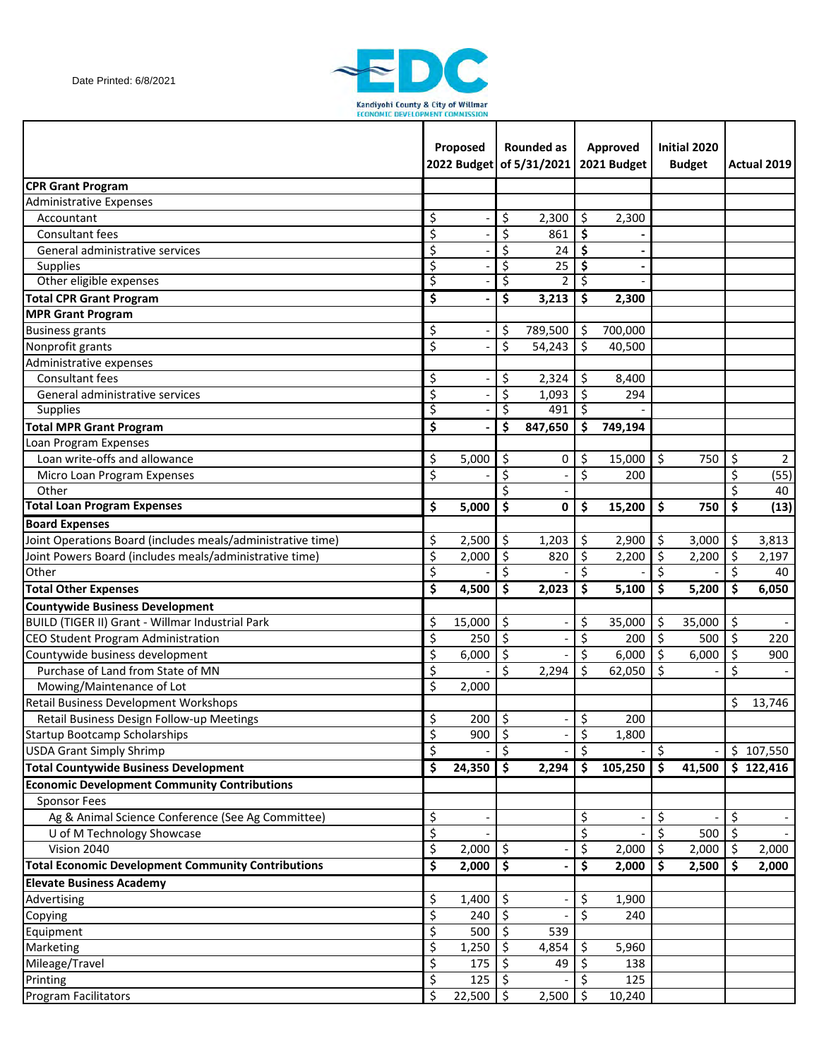Date Printed: 6/8/2021

Kandiyohi County & City of Willmar
ECONOMIC DEVELOPMENT COMMISSION

| | Proposed 2022 Budget | Rounded as of 5/31/2021 | Approved 2021 Budget | Initial 2020 Budget | Actual 2019 |
|---|---|---|---|---|---|
| **CPR Grant Program** | | | | | |
| Administrative Expenses | | | | | |
| Accountant | $ - | $ 2,300 | $ 2,300 | | |
| Consultant fees | $ - | $ 861 | **$ -** | | |
| General administrative services | $ - | $ 24 | **$ -** | | |
| Supplies | $ - | $ 25 | **$ -** | | |
| Other eligible expenses | $ - | $ 2 | $ - | | |
| **Total CPR Grant Program** | **$ -** | **$ 3,213** | **$ 2,300** | | |
| **MPR Grant Program** | | | | | |
| Business grants | $ - | $ 789,500 | $ 700,000 | | |
| Nonprofit grants | $ - | $ 54,243 | $ 40,500 | | |
| Administrative expenses | | | | | |
| Consultant fees | $ - | $ 2,324 | $ 8,400 | | |
| General administrative services | $ - | $ 1,093 | $ 294 | | |
| Supplies | $ - | $ 491 | $ - | | |
| **Total MPR Grant Program** | **$ -** | **$ 847,650** | **$ 749,194** | | |
| Loan Program Expenses | | | | | |
| Loan write-offs and allowance | $ 5,000 | $ 0 | $ 15,000 | $ 750 | $ 2 |
| Micro Loan Program Expenses | $ - | $ - | $ 200 | | $ (55) |
| Other | | $ - | | | $ 40 |
| **Total Loan Program Expenses** | **$ 5,000** | **$ 0** | **$ 15,200** | **$ 750** | **$ (13)** |
| **Board Expenses** | | | | | |
| Joint Operations Board (includes meals/administrative time) | $ 2,500 | $ 1,203 | $ 2,900 | $ 3,000 | $ 3,813 |
| Joint Powers Board (includes meals/administrative time) | $ 2,000 | $ 820 | $ 2,200 | $ 2,200 | $ 2,197 |
| Other | $ - | $ - | $ - | $ - | $ 40 |
| **Total Other Expenses** | **$ 4,500** | **$ 2,023** | **$ 5,100** | **$ 5,200** | **$ 6,050** |
| **Countywide Business Development** | | | | | |
| BUILD (TIGER II) Grant - Willmar Industrial Park | $ 15,000 | $ - | $ 35,000 | $ 35,000 | $ - |
| CEO Student Program Administration | $ 250 | $ - | $ 200 | $ 500 | $ 220 |
| Countywide business development | $ 6,000 | $ - | $ 6,000 | $ 6,000 | $ 900 |
| Purchase of Land from State of MN | $ - | $ 2,294 | $ 62,050 | $ - | $ - |
| Mowing/Maintenance of Lot | $ 2,000 | | | | |
| Retail Business Development Workshops | | | | | $ 13,746 |
| Retail Business Design Follow-up Meetings | $ 200 | $ - | $ 200 | | |
| Startup Bootcamp Scholarships | $ 900 | $ - | $ 1,800 | | |
| USDA Grant Simply Shrimp | $ - | $ - | $ - | $ - | $ 107,550 |
| **Total Countywide Business Development** | **$ 24,350** | **$ 2,294** | **$ 105,250** | **$ 41,500** | **$ 122,416** |
| **Economic Development Community Contributions** | | | | | |
| Sponsor Fees | | | | | |
| Ag & Animal Science Conference (See Ag Committee) | $ - | | $ - | $ - | $ - |
| U of M Technology Showcase | $ - | | $ - | $ 500 | $ - |
| Vision 2040 | $ 2,000 | $ - | $ 2,000 | $ 2,000 | $ 2,000 |
| **Total Economic Development Community Contributions** | **$ 2,000** | **$ -** | **$ 2,000** | **$ 2,500** | **$ 2,000** |
| **Elevate Business Academy** | | | | | |
| Advertising | $ 1,400 | $ - | $ 1,900 | | |
| Copying | $ 240 | $ - | $ 240 | | |
| Equipment | $ 500 | $ 539 | | | |
| Marketing | $ 1,250 | $ 4,854 | $ 5,960 | | |
| Mileage/Travel | $ 175 | $ 49 | $ 138 | | |
| Printing | $ 125 | $ - | $ 125 | | |
| Program Facilitators | $ 22,500 | $ 2,500 | $ 10,240 | | |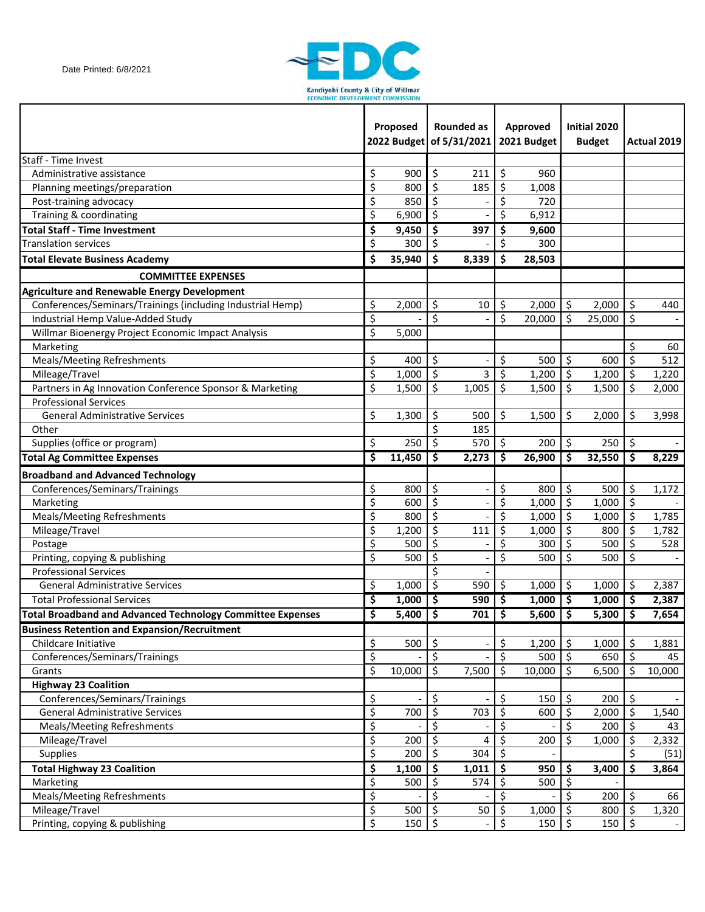Date Printed: 6/8/2021

Kandiyohi County & City of Willmar
ECONOMIC DEVELOPMENT COMMISSION

| | Proposed 2022 Budget | Rounded as of 5/31/2021 | Approved 2021 Budget | Initial 2020 Budget | Actual 2019 |
|---|---|---|---|---|---|
| Staff - Time Invest | | | | | |
| Administrative assistance | $ 900 | $ 211 | $ 960 | | |
| Planning meetings/preparation | $ 800 | $ 185 | $ 1,008 | | |
| Post-training advocacy | $ 850 | $ - | $ 720 | | |
| Training & coordinating | $ 6,900 | $ - | $ 6,912 | | |
| **Total Staff - Time Investment** | **$ 9,450** | **$ 397** | **$ 9,600** | | |
| Translation services | $ 300 | $ - | $ 300 | | |
| **Total Elevate Business Academy** | **$ 35,940** | **$ 8,339** | **$ 28,503** | | |
| **COMMITTEE EXPENSES** | | | | | |
| **Agriculture and Renewable Energy Development** | | | | | |
| Conferences/Seminars/Trainings (including Industrial Hemp) | $ 2,000 | $ 10 | $ 2,000 | $ 2,000 | $ 440 |
| Industrial Hemp Value-Added Study | $ - | $ - | $ 20,000 | $ 25,000 | $ - |
| Willmar Bioenergy Project Economic Impact Analysis | $ 5,000 | | | | |
| Marketing | | | | | $ 60 |
| Meals/Meeting Refreshments | $ 400 | $ - | $ 500 | $ 600 | $ 512 |
| Mileage/Travel | $ 1,000 | $ 3 | $ 1,200 | $ 1,200 | $ 1,220 |
| Partners in Ag Innovation Conference Sponsor & Marketing | $ 1,500 | $ 1,005 | $ 1,500 | $ 1,500 | $ 2,000 |
| Professional Services | | | | | |
| General Administrative Services | $ 1,300 | $ 500 | $ 1,500 | $ 2,000 | $ 3,998 |
| Other | | $ 185 | | | |
| Supplies (office or program) | $ 250 | $ 570 | $ 200 | $ 250 | $ - |
| **Total Ag Committee Expenses** | **$ 11,450** | **$ 2,273** | **$ 26,900** | **$ 32,550** | **$ 8,229** |
| **Broadband and Advanced Technology** | | | | | |
| Conferences/Seminars/Trainings | $ 800 | $ - | $ 800 | $ 500 | $ 1,172 |
| Marketing | $ 600 | $ - | $ 1,000 | $ 1,000 | $ - |
| Meals/Meeting Refreshments | $ 800 | $ - | $ 1,000 | $ 1,000 | $ 1,785 |
| Mileage/Travel | $ 1,200 | $ 111 | $ 1,000 | $ 800 | $ 1,782 |
| Postage | $ 500 | $ - | $ 300 | $ 500 | $ 528 |
| Printing, copying & publishing | $ 500 | $ - | $ 500 | $ 500 | $ - |
| Professional Services | | $ - | | | |
| General Administrative Services | $ 1,000 | $ 590 | $ 1,000 | $ 1,000 | $ 2,387 |
| Total Professional Services | **$ 1,000** | **$ 590** | **$ 1,000** | **$ 1,000** | **$ 2,387** |
| **Total Broadband and Advanced Technology Committee Expenses** | **$ 5,400** | **$ 701** | **$ 5,600** | **$ 5,300** | **$ 7,654** |
| **Business Retention and Expansion/Recruitment** | | | | | |
| Childcare Initiative | $ 500 | $ - | $ 1,200 | $ 1,000 | $ 1,881 |
| Conferences/Seminars/Trainings | $ - | $ - | $ 500 | $ 650 | $ 45 |
| Grants | $ 10,000 | $ 7,500 | $ 10,000 | $ 6,500 | $ 10,000 |
| **Highway 23 Coalition** | | | | | |
| Conferences/Seminars/Trainings | $ - | $ - | $ 150 | $ 200 | $ - |
| General Administrative Services | $ 700 | $ 703 | $ 600 | $ 2,000 | $ 1,540 |
| Meals/Meeting Refreshments | $ - | $ - | $ - | $ 200 | $ 43 |
| Mileage/Travel | $ 200 | $ 4 | $ 200 | $ 1,000 | $ 2,332 |
| Supplies | $ 200 | $ 304 | $ - | | $ (51) |
| **Total Highway 23 Coalition** | **$ 1,100** | **$ 1,011** | **$ 950** | **$ 3,400** | **$ 3,864** |
| Marketing | $ 500 | $ 574 | $ 500 | $ - | |
| Meals/Meeting Refreshments | $ - | $ - | $ - | $ 200 | $ 66 |
| Mileage/Travel | $ 500 | $ 50 | $ 1,000 | $ 800 | $ 1,320 |
| Printing, copying & publishing | $ 150 | $ - | $ 150 | $ 150 | $ - |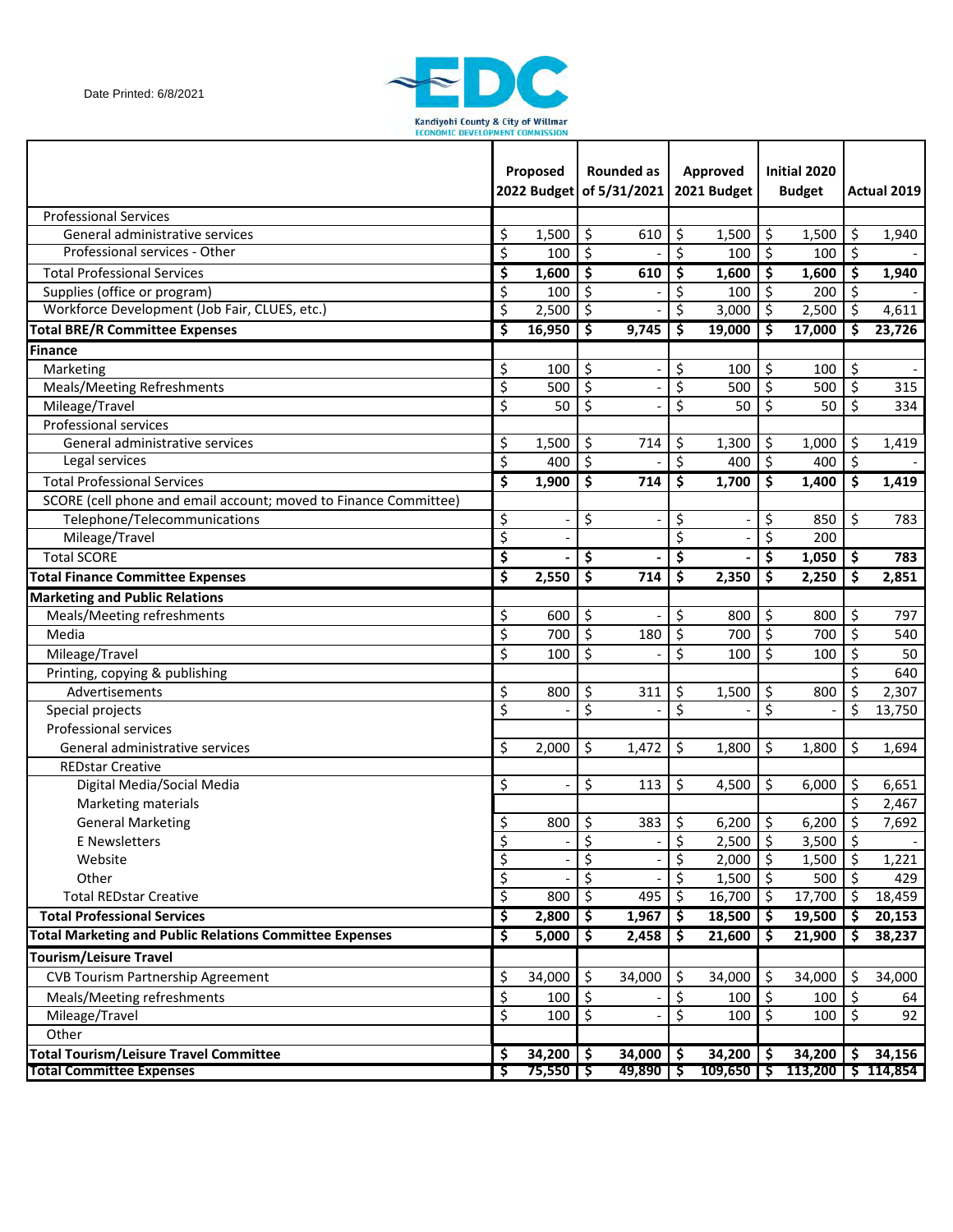Date Printed: 6/8/2021

Kandiyohi County & City of Willmar
ECONOMIC DEVELOPMENT COMMISSION

| | Proposed 2022 Budget | Rounded as of 5/31/2021 | Approved 2021 Budget | Initial 2020 Budget | Actual 2019 |
|---|---|---|---|---|---|
| Professional Services | | | | | |
| General administrative services | $ 1,500 | $ 610 | $ 1,500 | $ 1,500 | $ 1,940 |
| Professional services - Other | $ 100 | $ - | $ 100 | $ 100 | $ - |
| Total Professional Services | **$ 1,600** | **$ 610** | **$ 1,600** | **$ 1,600** | **$ 1,940** |
| Supplies (office or program) | $ 100 | $ - | $ 100 | $ 200 | $ - |
| Workforce Development (Job Fair, CLUES, etc.) | $ 2,500 | $ - | $ 3,000 | $ 2,500 | $ 4,611 |
| **Total BRE/R Committee Expenses** | **$ 16,950** | **$ 9,745** | **$ 19,000** | **$ 17,000** | **$ 23,726** |
| **Finance** | | | | | |
| Marketing | $ 100 | $ - | $ 100 | $ 100 | $ - |
| Meals/Meeting Refreshments | $ 500 | $ - | $ 500 | $ 500 | $ 315 |
| Mileage/Travel | $ 50 | $ - | $ 50 | $ 50 | $ 334 |
| Professional services | | | | | |
| General administrative services | $ 1,500 | $ 714 | $ 1,300 | $ 1,000 | $ 1,419 |
| Legal services | $ 400 | $ - | $ 400 | $ 400 | $ - |
| Total Professional Services | **$ 1,900** | **$ 714** | **$ 1,700** | **$ 1,400** | **$ 1,419** |
| SCORE (cell phone and email account; moved to Finance Committee) | | | | | |
| Telephone/Telecommunications | $ - | $ - | $ - | $ 850 | $ 783 |
| Mileage/Travel | $ - | | $ - | $ 200 | |
| Total SCORE | **$ -** | **$ -** | **$ -** | **$ 1,050** | **$ 783** |
| **Total Finance Committee Expenses** | **$ 2,550** | **$ 714** | **$ 2,350** | **$ 2,250** | **$ 2,851** |
| **Marketing and Public Relations** | | | | | |
| Meals/Meeting refreshments | $ 600 | $ - | $ 800 | $ 800 | $ 797 |
| Media | $ 700 | $ 180 | $ 700 | $ 700 | $ 540 |
| Mileage/Travel | $ 100 | $ - | $ 100 | $ 100 | $ 50 |
| Printing, copying & publishing | | | | | $ 640 |
| Advertisements | $ 800 | $ 311 | $ 1,500 | $ 800 | $ 2,307 |
| Special projects | $ - | $ - | $ - | $ - | $ 13,750 |
| Professional services | | | | | |
| General administrative services | $ 2,000 | $ 1,472 | $ 1,800 | $ 1,800 | $ 1,694 |
| REDstar Creative | | | | | |
| Digital Media/Social Media | $ - | $ 113 | $ 4,500 | $ 6,000 | $ 6,651 |
| Marketing materials | | | | | $ 2,467 |
| General Marketing | $ 800 | $ 383 | $ 6,200 | $ 6,200 | $ 7,692 |
| E Newsletters | $ - | $ - | $ 2,500 | $ 3,500 | $ - |
| Website | $ - | $ - | $ 2,000 | $ 1,500 | $ 1,221 |
| Other | $ - | $ - | $ 1,500 | $ 500 | $ 429 |
| Total REDstar Creative | $ 800 | $ 495 | $ 16,700 | $ 17,700 | $ 18,459 |
| **Total Professional Services** | **$ 2,800** | **$ 1,967** | **$ 18,500** | **$ 19,500** | **$ 20,153** |
| **Total Marketing and Public Relations Committee Expenses** | **$ 5,000** | **$ 2,458** | **$ 21,600** | **$ 21,900** | **$ 38,237** |
| **Tourism/Leisure Travel** | | | | | |
| CVB Tourism Partnership Agreement | $ 34,000 | $ 34,000 | $ 34,000 | $ 34,000 | $ 34,000 |
| Meals/Meeting refreshments | $ 100 | $ - | $ 100 | $ 100 | $ 64 |
| Mileage/Travel | $ 100 | $ - | $ 100 | $ 100 | $ 92 |
| Other | | | | | |
| **Total Tourism/Leisure Travel Committee** | **$ 34,200** | **$ 34,000** | **$ 34,200** | **$ 34,200** | **$ 34,156** |
| **Total Committee Expenses** | **$ 75,550** | **$ 49,890** | **$ 109,650** | **$ 113,200** | **$ 114,854** |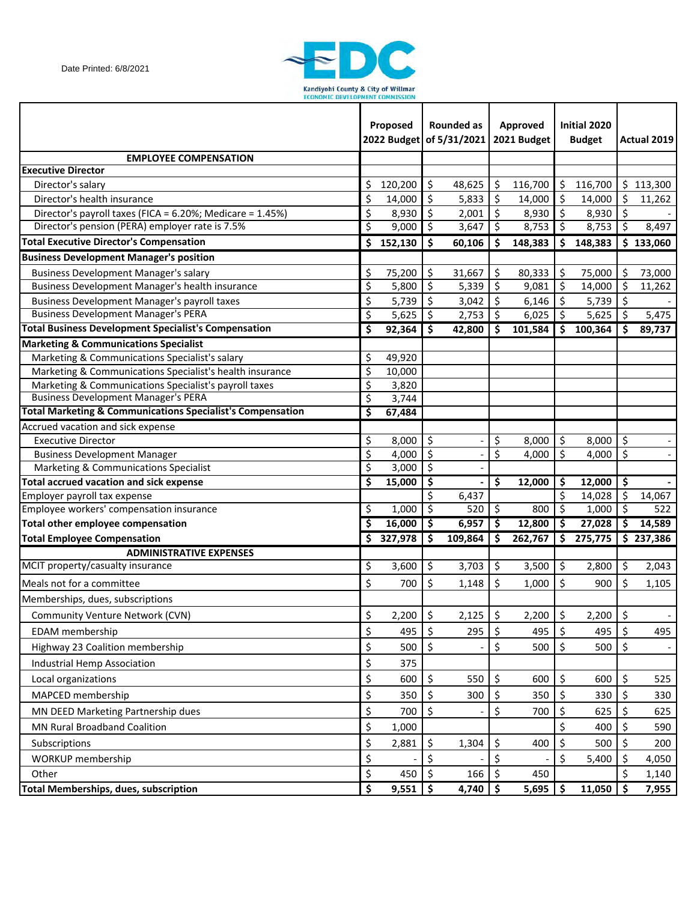Date Printed: 6/8/2021

Kandiyohi County & City of Willmar
ECONOMIC DEVELOPMENT COMMISSION

| | Proposed 2022 Budget | Rounded as of 5/31/2021 | Approved 2021 Budget | Initial 2020 Budget | Actual 2019 |
|---|---|---|---|---|---|
| **EMPLOYEE COMPENSATION** | | | | | |
| **Executive Director** | | | | | |
| Director's salary | $ 120,200 | $ 48,625 | $ 116,700 | $ 116,700 | $ 113,300 |
| Director's health insurance | $ 14,000 | $ 5,833 | $ 14,000 | $ 14,000 | $ 11,262 |
| Director's payroll taxes (FICA = 6.20%; Medicare = 1.45%) | $ 8,930 | $ 2,001 | $ 8,930 | $ 8,930 | $ - |
| Director's pension (PERA) employer rate is 7.5% | $ 9,000 | $ 3,647 | $ 8,753 | $ 8,753 | $ 8,497 |
| **Total Executive Director's Compensation** | **$ 152,130** | **$ 60,106** | **$ 148,383** | **$ 148,383** | **$ 133,060** |
| **Business Development Manager's position** | | | | | |
| Business Development Manager's salary | $ 75,200 | $ 31,667 | $ 80,333 | $ 75,000 | $ 73,000 |
| Business Development Manager's health insurance | $ 5,800 | $ 5,339 | $ 9,081 | $ 14,000 | $ 11,262 |
| Business Development Manager's payroll taxes | $ 5,739 | $ 3,042 | $ 6,146 | $ 5,739 | $ - |
| Business Development Manager's PERA | $ 5,625 | $ 2,753 | $ 6,025 | $ 5,625 | $ 5,475 |
| **Total Business Development Specialist's Compensation** | **$ 92,364** | **$ 42,800** | **$ 101,584** | **$ 100,364** | **$ 89,737** |
| **Marketing & Communications Specialist** | | | | | |
| Marketing & Communications Specialist's salary | $ 49,920 | | | | |
| Marketing & Communications Specialist's health insurance | $ 10,000 | | | | |
| Marketing & Communications Specialist's payroll taxes | $ 3,820 | | | | |
| Business Development Manager's PERA | $ 3,744 | | | | |
| **Total Marketing & Communications Specialist's Compensation** | **$ 67,484** | | | | |
| Accrued vacation and sick expense | | | | | |
| Executive Director | $ 8,000 | $ - | $ 8,000 | $ 8,000 | $ - |
| Business Development Manager | $ 4,000 | $ - | $ 4,000 | $ 4,000 | $ - |
| Marketing & Communications Specialist | $ 3,000 | $ - | | | |
| **Total accrued vacation and sick expense** | **$ 15,000** | **$ -** | **$ 12,000** | **$ 12,000** | **$ -** |
| Employer payroll tax expense | | $ 6,437 | | $ 14,028 | $ 14,067 |
| Employee workers' compensation insurance | $ 1,000 | $ 520 | $ 800 | $ 1,000 | $ 522 |
| **Total other employee compensation** | **$ 16,000** | **$ 6,957** | **$ 12,800** | **$ 27,028** | **$ 14,589** |
| **Total Employee Compensation** | **$ 327,978** | **$ 109,864** | **$ 262,767** | **$ 275,775** | **$ 237,386** |
| **ADMINISTRATIVE EXPENSES** | | | | | |
| MCIT property/casualty insurance | $ 3,600 | $ 3,703 | $ 3,500 | $ 2,800 | $ 2,043 |
| Meals not for a committee | $ 700 | $ 1,148 | $ 1,000 | $ 900 | $ 1,105 |
| Memberships, dues, subscriptions | | | | | |
| Community Venture Network (CVN) | $ 2,200 | $ 2,125 | $ 2,200 | $ 2,200 | $ - |
| EDAM membership | $ 495 | $ 295 | $ 495 | $ 495 | $ 495 |
| Highway 23 Coalition membership | $ 500 | $ - | $ 500 | $ 500 | $ - |
| Industrial Hemp Association | $ 375 | | | | |
| Local organizations | $ 600 | $ 550 | $ 600 | $ 600 | $ 525 |
| MAPCED membership | $ 350 | $ 300 | $ 350 | $ 330 | $ 330 |
| MN DEED Marketing Partnership dues | $ 700 | $ - | $ 700 | $ 625 | $ 625 |
| MN Rural Broadband Coalition | $ 1,000 | | | $ 400 | $ 590 |
| Subscriptions | $ 2,881 | $ 1,304 | $ 400 | $ 500 | $ 200 |
| WORKUP membership | $ - | $ - | $ - | $ 5,400 | $ 4,050 |
| Other | $ 450 | $ 166 | $ 450 | | $ 1,140 |
| **Total Memberships, dues, subscription** | **$ 9,551** | **$ 4,740** | **$ 5,695** | **$ 11,050** | **$ 7,955** |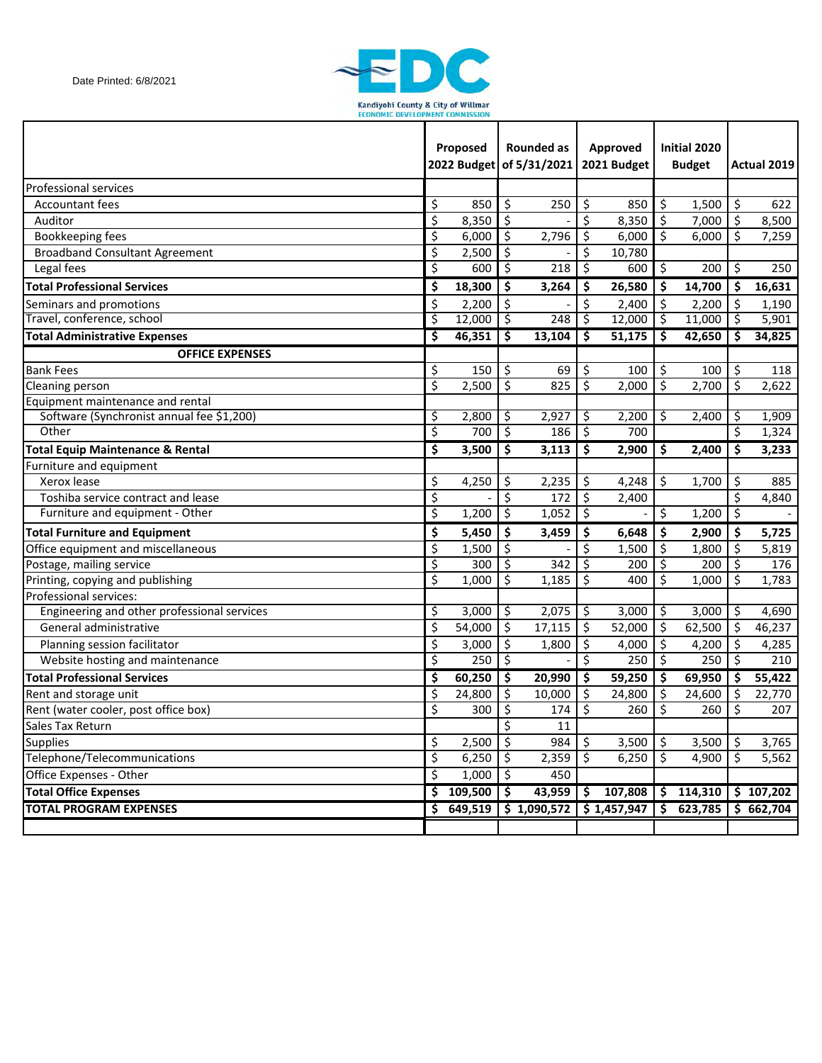Date Printed: 6/8/2021

Kandiyohi County & City of Willmar
ECONOMIC DEVELOPMENT COMMISSION

| | Proposed 2022 Budget | Rounded as of 5/31/2021 | Approved 2021 Budget | Initial 2020 Budget | Actual 2019 |
|---|---|---|---|---|---|
| Professional services | | | | | |
| Accountant fees | $ 850 | $ 250 | $ 850 | $ 1,500 | $ 622 |
| Auditor | $ 8,350 | $ - | $ 8,350 | $ 7,000 | $ 8,500 |
| Bookkeeping fees | $ 6,000 | $ 2,796 | $ 6,000 | $ 6,000 | $ 7,259 |
| Broadband Consultant Agreement | $ 2,500 | $ - | $ 10,780 | | |
| Legal fees | $ 600 | $ 218 | $ 600 | $ 200 | $ 250 |
| **Total Professional Services** | **$ 18,300** | **$ 3,264** | **$ 26,580** | **$ 14,700** | **$ 16,631** |
| Seminars and promotions | $ 2,200 | $ - | $ 2,400 | $ 2,200 | $ 1,190 |
| Travel, conference, school | $ 12,000 | $ 248 | $ 12,000 | $ 11,000 | $ 5,901 |
| **Total Administrative Expenses** | **$ 46,351** | **$ 13,104** | **$ 51,175** | **$ 42,650** | **$ 34,825** |
| **OFFICE EXPENSES** | | | | | |
| Bank Fees | $ 150 | $ 69 | $ 100 | $ 100 | $ 118 |
| Cleaning person | $ 2,500 | $ 825 | $ 2,000 | $ 2,700 | $ 2,622 |
| Equipment maintenance and rental | | | | | |
| Software (Synchronist annual fee $1,200) | $ 2,800 | $ 2,927 | $ 2,200 | $ 2,400 | $ 1,909 |
| Other | $ 700 | $ 186 | $ 700 | | $ 1,324 |
| **Total Equip Maintenance & Rental** | **$ 3,500** | **$ 3,113** | **$ 2,900** | **$ 2,400** | **$ 3,233** |
| Furniture and equipment | | | | | |
| Xerox lease | $ 4,250 | $ 2,235 | $ 4,248 | $ 1,700 | $ 885 |
| Toshiba service contract and lease | $ - | $ 172 | $ 2,400 | | $ 4,840 |
| Furniture and equipment - Other | $ 1,200 | $ 1,052 | $ - | $ 1,200 | $ - |
| **Total Furniture and Equipment** | **$ 5,450** | **$ 3,459** | **$ 6,648** | **$ 2,900** | **$ 5,725** |
| Office equipment and miscellaneous | $ 1,500 | $ - | $ 1,500 | $ 1,800 | $ 5,819 |
| Postage, mailing service | $ 300 | $ 342 | $ 200 | $ 200 | $ 176 |
| Printing, copying and publishing | $ 1,000 | $ 1,185 | $ 400 | $ 1,000 | $ 1,783 |
| Professional services: | | | | | |
| Engineering and other professional services | $ 3,000 | $ 2,075 | $ 3,000 | $ 3,000 | $ 4,690 |
| General administrative | $ 54,000 | $ 17,115 | $ 52,000 | $ 62,500 | $ 46,237 |
| Planning session facilitator | $ 3,000 | $ 1,800 | $ 4,000 | $ 4,200 | $ 4,285 |
| Website hosting and maintenance | $ 250 | $ - | $ 250 | $ 250 | $ 210 |
| **Total Professional Services** | **$ 60,250** | **$ 20,990** | **$ 59,250** | **$ 69,950** | **$ 55,422** |
| Rent and storage unit | $ 24,800 | $ 10,000 | $ 24,800 | $ 24,600 | $ 22,770 |
| Rent (water cooler, post office box) | $ 300 | $ 174 | $ 260 | $ 260 | $ 207 |
| Sales Tax Return | | $ 11 | | | |
| Supplies | $ 2,500 | $ 984 | $ 3,500 | $ 3,500 | $ 3,765 |
| Telephone/Telecommunications | $ 6,250 | $ 2,359 | $ 6,250 | $ 4,900 | $ 5,562 |
| Office Expenses - Other | $ 1,000 | $ 450 | | | |
| **Total Office Expenses** | **$ 109,500** | **$ 43,959** | **$ 107,808** | **$ 114,310** | **$ 107,202** |
| **TOTAL PROGRAM EXPENSES** | **$ 649,519** | **$ 1,090,572** | **$ 1,457,947** | **$ 623,785** | **$ 662,704** |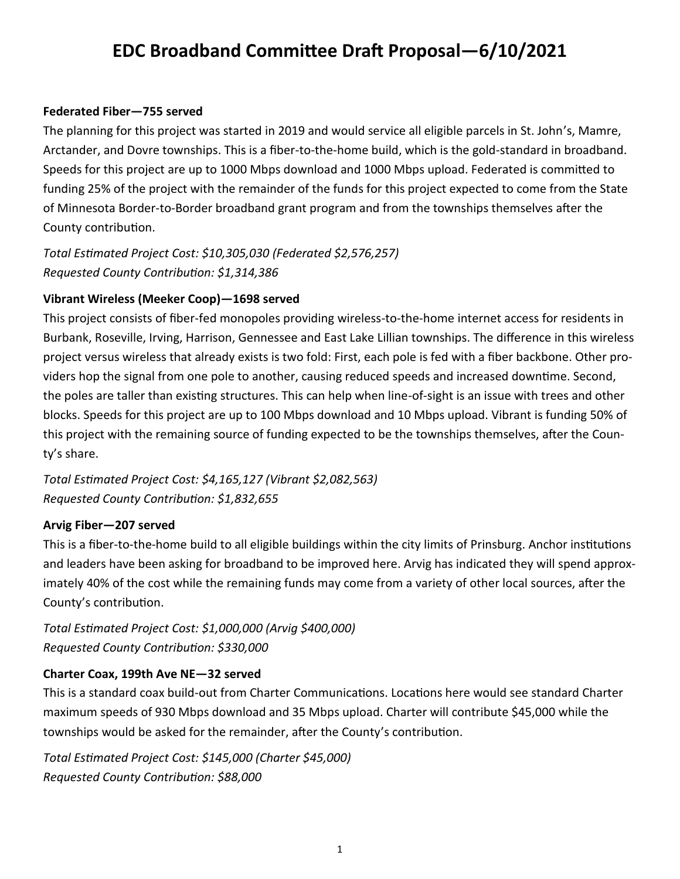# EDC Broadband Committee Draft Proposal—6/10/2021

**Federated Fiber—755 served**

The planning for this project was started in 2019 and would service all eligible parcels in St. John's, Mamre, Arctander, and Dovre townships. This is a fiber-to-the-home build, which is the gold-standard in broadband. Speeds for this project are up to 1000 Mbps download and 1000 Mbps upload. Federated is committed to funding 25% of the project with the remainder of the funds for this project expected to come from the State of Minnesota Border-to-Border broadband grant program and from the townships themselves after the County contribution.

*Total Estimated Project Cost: $10,305,030 (Federated $2,576,257)*
*Requested County Contribution: $1,314,386*

**Vibrant Wireless (Meeker Coop)—1698 served**

This project consists of fiber-fed monopoles providing wireless-to-the-home internet access for residents in Burbank, Roseville, Irving, Harrison, Gennessee and East Lake Lillian townships. The difference in this wireless project versus wireless that already exists is two fold: First, each pole is fed with a fiber backbone. Other providers hop the signal from one pole to another, causing reduced speeds and increased downtime. Second, the poles are taller than existing structures. This can help when line-of-sight is an issue with trees and other blocks. Speeds for this project are up to 100 Mbps download and 10 Mbps upload. Vibrant is funding 50% of this project with the remaining source of funding expected to be the townships themselves, after the County's share.

*Total Estimated Project Cost: $4,165,127 (Vibrant $2,082,563)*
*Requested County Contribution: $1,832,655*

**Arvig Fiber—207 served**

This is a fiber-to-the-home build to all eligible buildings within the city limits of Prinsburg. Anchor institutions and leaders have been asking for broadband to be improved here. Arvig has indicated they will spend approximately 40% of the cost while the remaining funds may come from a variety of other local sources, after the County's contribution.

*Total Estimated Project Cost: $1,000,000 (Arvig $400,000)*
*Requested County Contribution: $330,000*

**Charter Coax, 199th Ave NE—32 served**

This is a standard coax build-out from Charter Communications. Locations here would see standard Charter maximum speeds of 930 Mbps download and 35 Mbps upload. Charter will contribute $45,000 while the townships would be asked for the remainder, after the County's contribution.

*Total Estimated Project Cost: $145,000 (Charter $45,000)*
*Requested County Contribution: $88,000*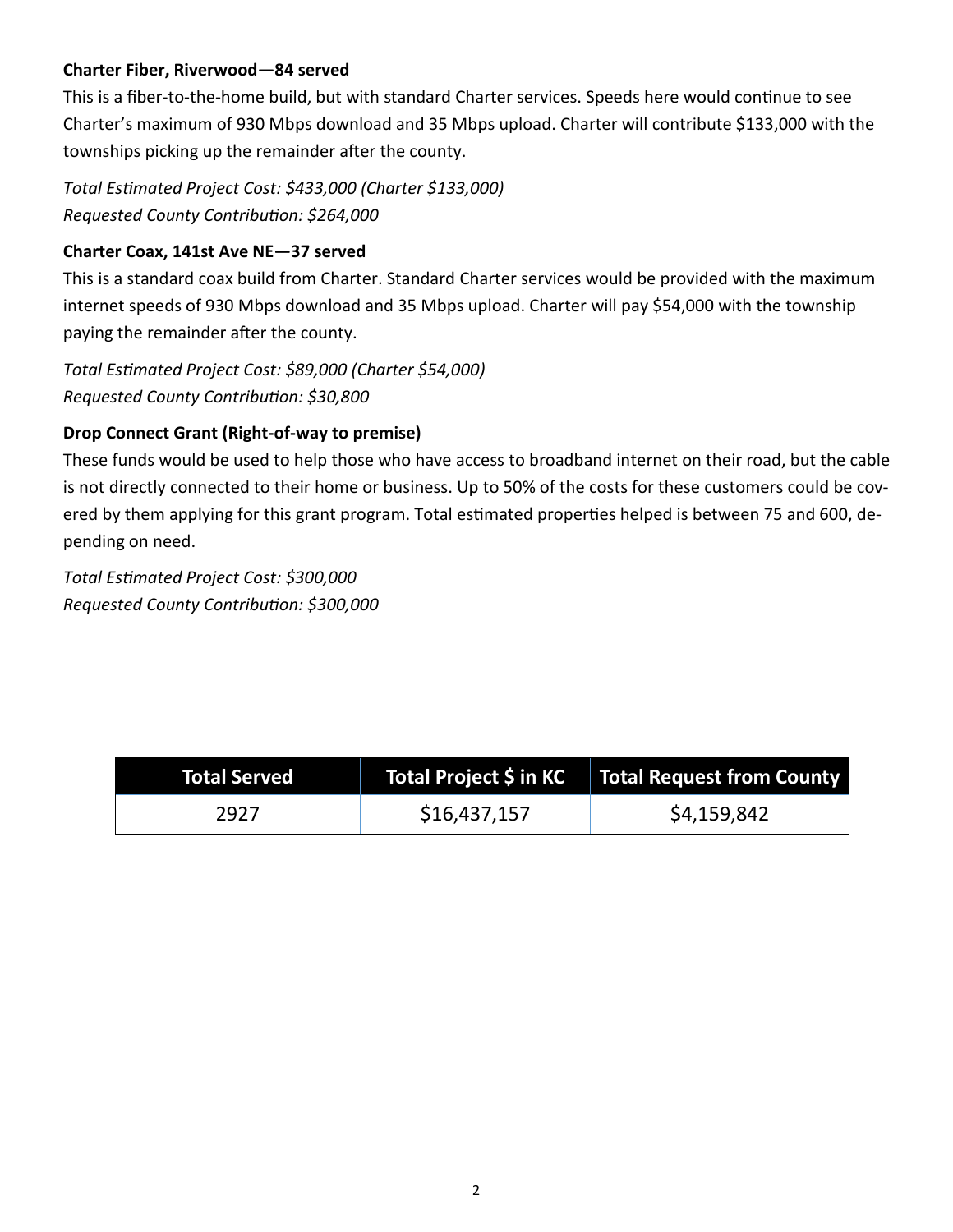**Charter Fiber, Riverwood—84 served**

This is a fiber-to-the-home build, but with standard Charter services. Speeds here would continue to see Charter's maximum of 930 Mbps download and 35 Mbps upload. Charter will contribute $133,000 with the townships picking up the remainder after the county.

*Total Estimated Project Cost: $433,000 (Charter $133,000)*
*Requested County Contribution: $264,000*

**Charter Coax, 141st Ave NE—37 served**

This is a standard coax build from Charter. Standard Charter services would be provided with the maximum internet speeds of 930 Mbps download and 35 Mbps upload. Charter will pay $54,000 with the township paying the remainder after the county.

*Total Estimated Project Cost: $89,000 (Charter $54,000)*
*Requested County Contribution: $30,800*

**Drop Connect Grant (Right-of-way to premise)**

These funds would be used to help those who have access to broadband internet on their road, but the cable is not directly connected to their home or business. Up to 50% of the costs for these customers could be covered by them applying for this grant program. Total estimated properties helped is between 75 and 600, depending on need.

*Total Estimated Project Cost: $300,000*
*Requested County Contribution: $300,000*

| Total Served | Total Project $ in KC | Total Request from County |
|---|---|---|
| 2927 | $16,437,157 | $4,159,842 |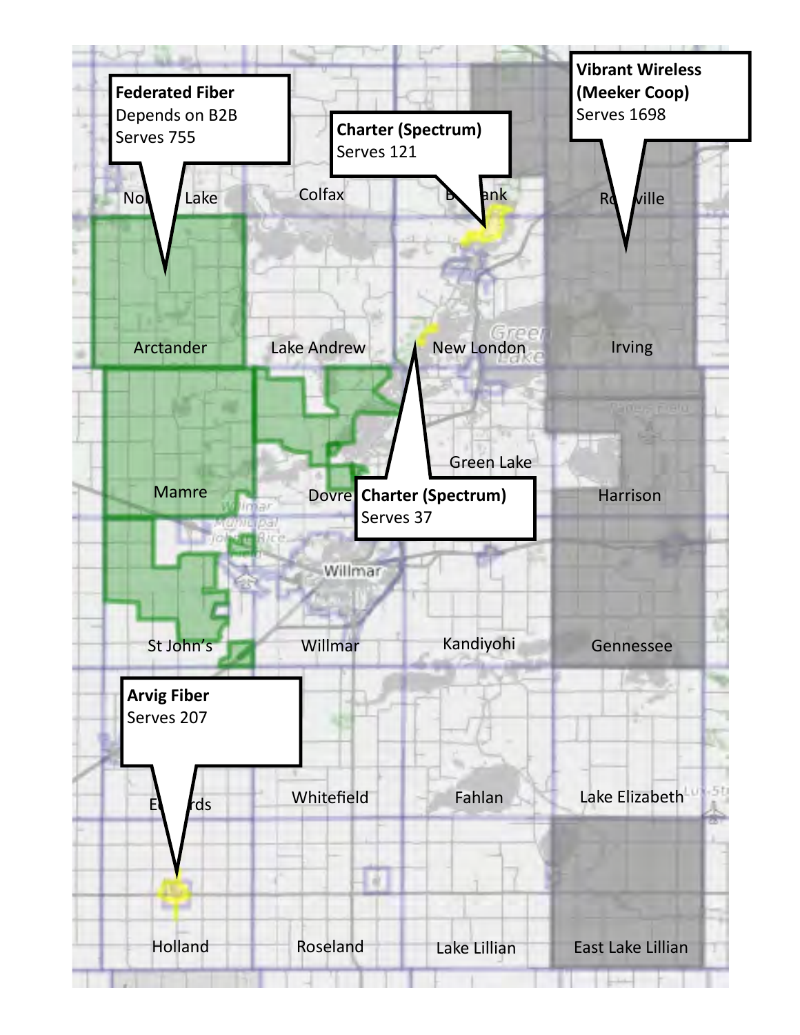**Federated Fiber**
Depends on B2B
Serves 755

**Charter (Spectrum)**
Serves 121

**Vibrant Wireless (Meeker Coop)**
Serves 1698

**Charter (Spectrum)**
Serves 37

**Arvig Fiber**
Serves 207

No Lake
Colfax
B ank
Ro ville
Arctander
Lake Andrew
New London
Irving
Green Lake
Mamre
Dovre
Harrison
Willmar
St John's
Willmar
Kandiyohi
Gennessee
E rds
Whitefield
Fahlan
Lake Elizabeth
Holland
Roseland
Lake Lillian
East Lake Lillian